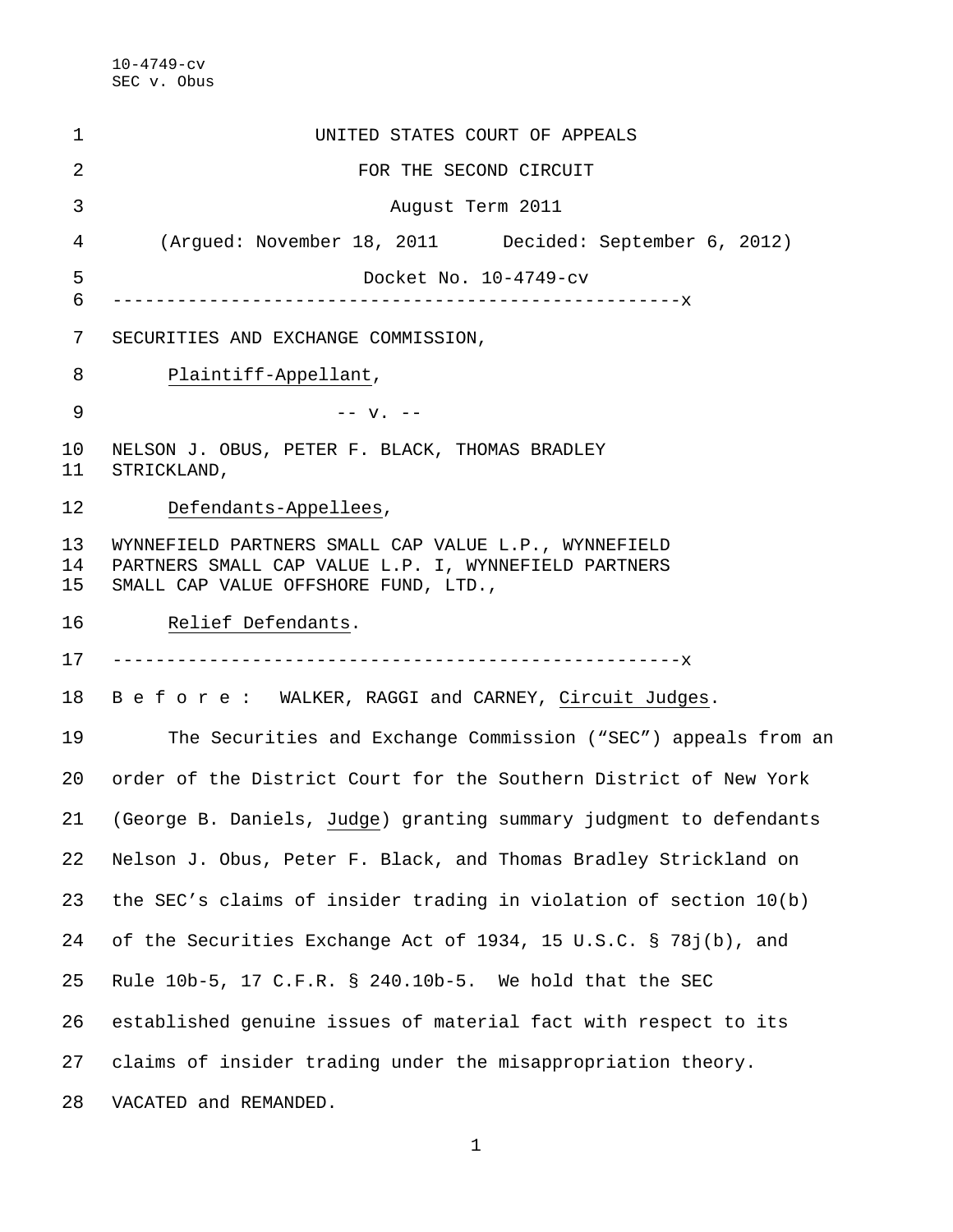UNITED STATES COURT OF APPEALS

FOR THE SECOND CIRCUIT

August Term 2011

(Argued: November 18, 2011 Decided: September 6, 2012)

Docket No. 10-4749-cv

---

SECURITIES AND EXCHANGE COMMISSION,

*Plaintiff-Appellant*,

-- v. --

NELSON J. OBUS, PETER F. BLACK, THOMAS BRADLEY STRICKLAND,

*Defendants-Appellees*,

WYNNEFIELD PARTNERS SMALL CAP VALUE L.P., WYNNEFIELD PARTNERS SMALL CAP VALUE L.P. I, WYNNEFIELD PARTNERS SMALL CAP VALUE OFFSHORE FUND, LTD.,

*Relief Defendants*.

---

B e f o r e : WALKER, RAGGI and CARNEY, *Circuit Judges*.

The Securities and Exchange Commission ("SEC") appeals from an order of the District Court for the Southern District of New York (George B. Daniels, *Judge*) granting summary judgment to defendants Nelson J. Obus, Peter F. Black, and Thomas Bradley Strickland on the SEC's claims of insider trading in violation of section 10(b) of the Securities Exchange Act of 1934, 15 U.S.C. § 78j(b), and Rule 10b-5, 17 C.F.R. § 240.10b-5. We hold that the SEC established genuine issues of material fact with respect to its claims of insider trading under the misappropriation theory. VACATED and REMANDED.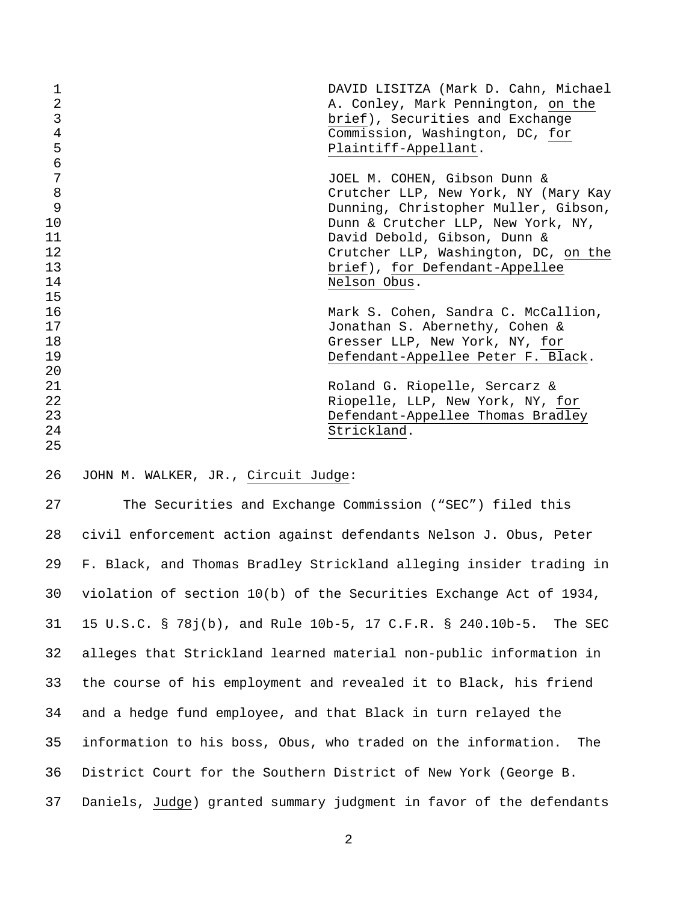DAVID LISITZA (Mark D. Cahn, Michael A. Conley, Mark Pennington, _on the brief_), Securities and Exchange Commission, Washington, DC, _for Plaintiff-Appellant_.

JOEL M. COHEN, Gibson Dunn & Crutcher LLP, New York, NY (Mary Kay Dunning, Christopher Muller, Gibson, Dunn & Crutcher LLP, New York, NY, David Debold, Gibson, Dunn & Crutcher LLP, Washington, DC, _on the brief_), _for Defendant-Appellee Nelson Obus_.

Mark S. Cohen, Sandra C. McCallion, Jonathan S. Abernethy, Cohen & Gresser LLP, New York, NY, _for Defendant-Appellee Peter F. Black_.

Roland G. Riopelle, Sercarz & Riopelle, LLP, New York, NY, _for Defendant-Appellee Thomas Bradley Strickland_.

JOHN M. WALKER, JR., _Circuit Judge_:

The Securities and Exchange Commission ("SEC") filed this civil enforcement action against defendants Nelson J. Obus, Peter F. Black, and Thomas Bradley Strickland alleging insider trading in violation of section 10(b) of the Securities Exchange Act of 1934, 15 U.S.C. § 78j(b), and Rule 10b-5, 17 C.F.R. § 240.10b-5. The SEC alleges that Strickland learned material non-public information in the course of his employment and revealed it to Black, his friend and a hedge fund employee, and that Black in turn relayed the information to his boss, Obus, who traded on the information. The District Court for the Southern District of New York (George B. Daniels, _Judge_) granted summary judgment in favor of the defendants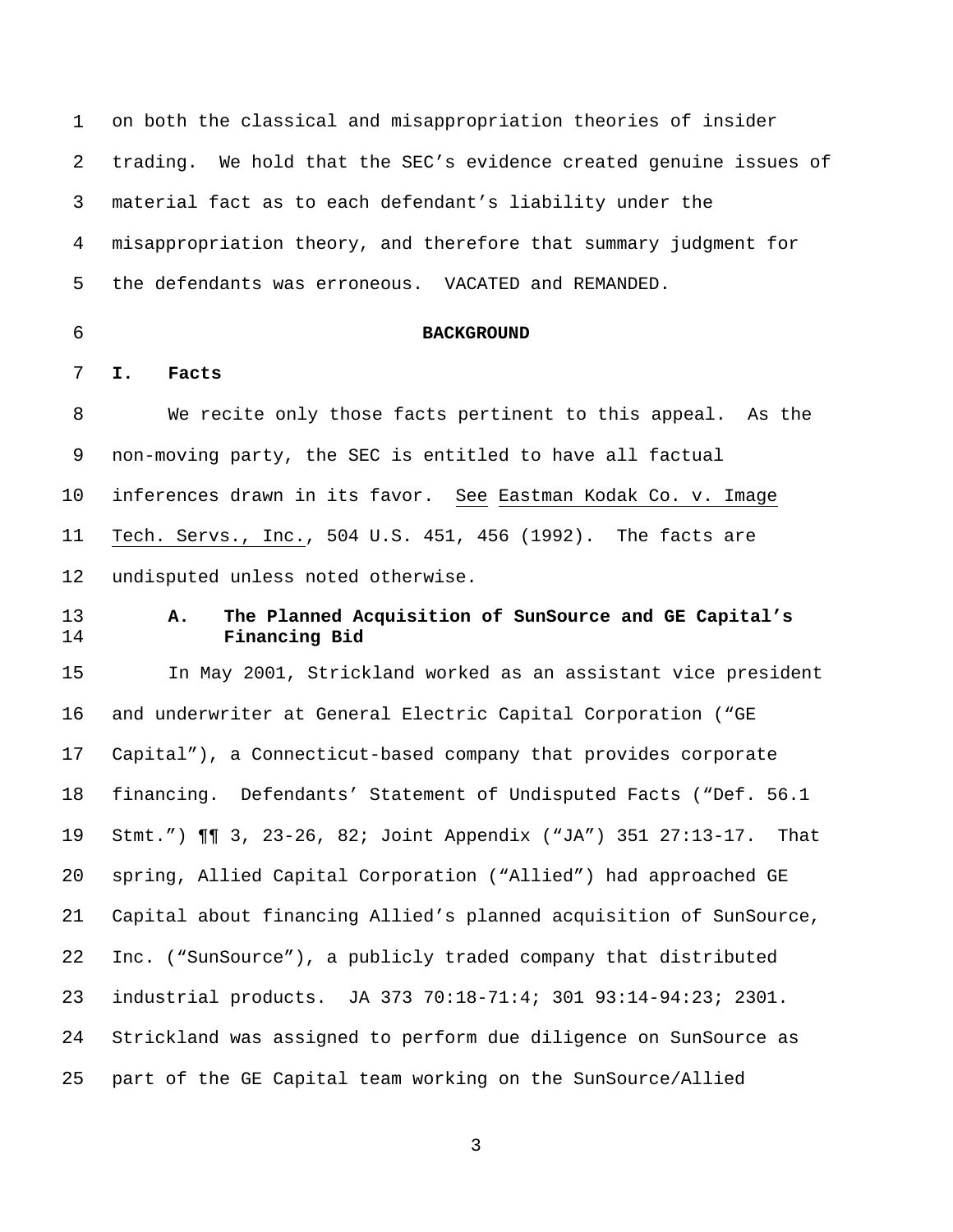on both the classical and misappropriation theories of insider trading. We hold that the SEC's evidence created genuine issues of material fact as to each defendant's liability under the misappropriation theory, and therefore that summary judgment for the defendants was erroneous. VACATED and REMANDED.

## BACKGROUND

### I. Facts

We recite only those facts pertinent to this appeal. As the non-moving party, the SEC is entitled to have all factual inferences drawn in its favor. See Eastman Kodak Co. v. Image Tech. Servs., Inc., 504 U.S. 451, 456 (1992). The facts are undisputed unless noted otherwise.

#### A. The Planned Acquisition of SunSource and GE Capital's Financing Bid

In May 2001, Strickland worked as an assistant vice president and underwriter at General Electric Capital Corporation ("GE Capital"), a Connecticut-based company that provides corporate financing. Defendants' Statement of Undisputed Facts ("Def. 56.1 Stmt.") ¶¶ 3, 23-26, 82; Joint Appendix ("JA") 351 27:13-17. That spring, Allied Capital Corporation ("Allied") had approached GE Capital about financing Allied's planned acquisition of SunSource, Inc. ("SunSource"), a publicly traded company that distributed industrial products. JA 373 70:18-71:4; 301 93:14-94:23; 2301. Strickland was assigned to perform due diligence on SunSource as part of the GE Capital team working on the SunSource/Allied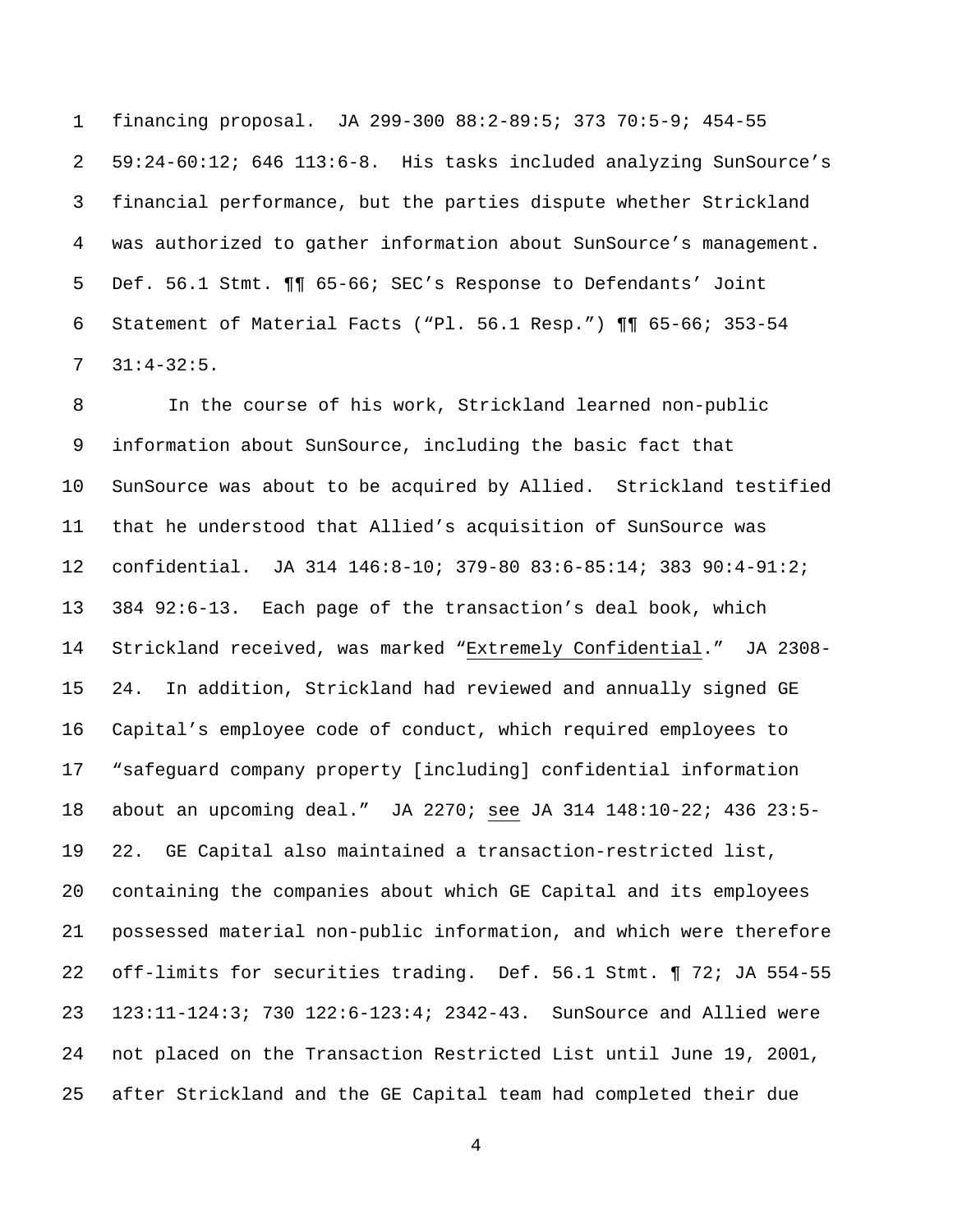financing proposal. JA 299-300 88:2-89:5; 373 70:5-9; 454-55 59:24-60:12; 646 113:6-8. His tasks included analyzing SunSource's financial performance, but the parties dispute whether Strickland was authorized to gather information about SunSource's management. Def. 56.1 Stmt. ¶¶ 65-66; SEC's Response to Defendants' Joint Statement of Material Facts ("Pl. 56.1 Resp.") ¶¶ 65-66; 353-54 31:4-32:5.

In the course of his work, Strickland learned non-public information about SunSource, including the basic fact that SunSource was about to be acquired by Allied. Strickland testified that he understood that Allied's acquisition of SunSource was confidential. JA 314 146:8-10; 379-80 83:6-85:14; 383 90:4-91:2; 384 92:6-13. Each page of the transaction's deal book, which Strickland received, was marked "Extremely Confidential." JA 2308-24. In addition, Strickland had reviewed and annually signed GE Capital's employee code of conduct, which required employees to "safeguard company property [including] confidential information about an upcoming deal." JA 2270; *see* JA 314 148:10-22; 436 23:5-22. GE Capital also maintained a transaction-restricted list, containing the companies about which GE Capital and its employees possessed material non-public information, and which were therefore off-limits for securities trading. Def. 56.1 Stmt. ¶ 72; JA 554-55 123:11-124:3; 730 122:6-123:4; 2342-43. SunSource and Allied were not placed on the Transaction Restricted List until June 19, 2001, after Strickland and the GE Capital team had completed their due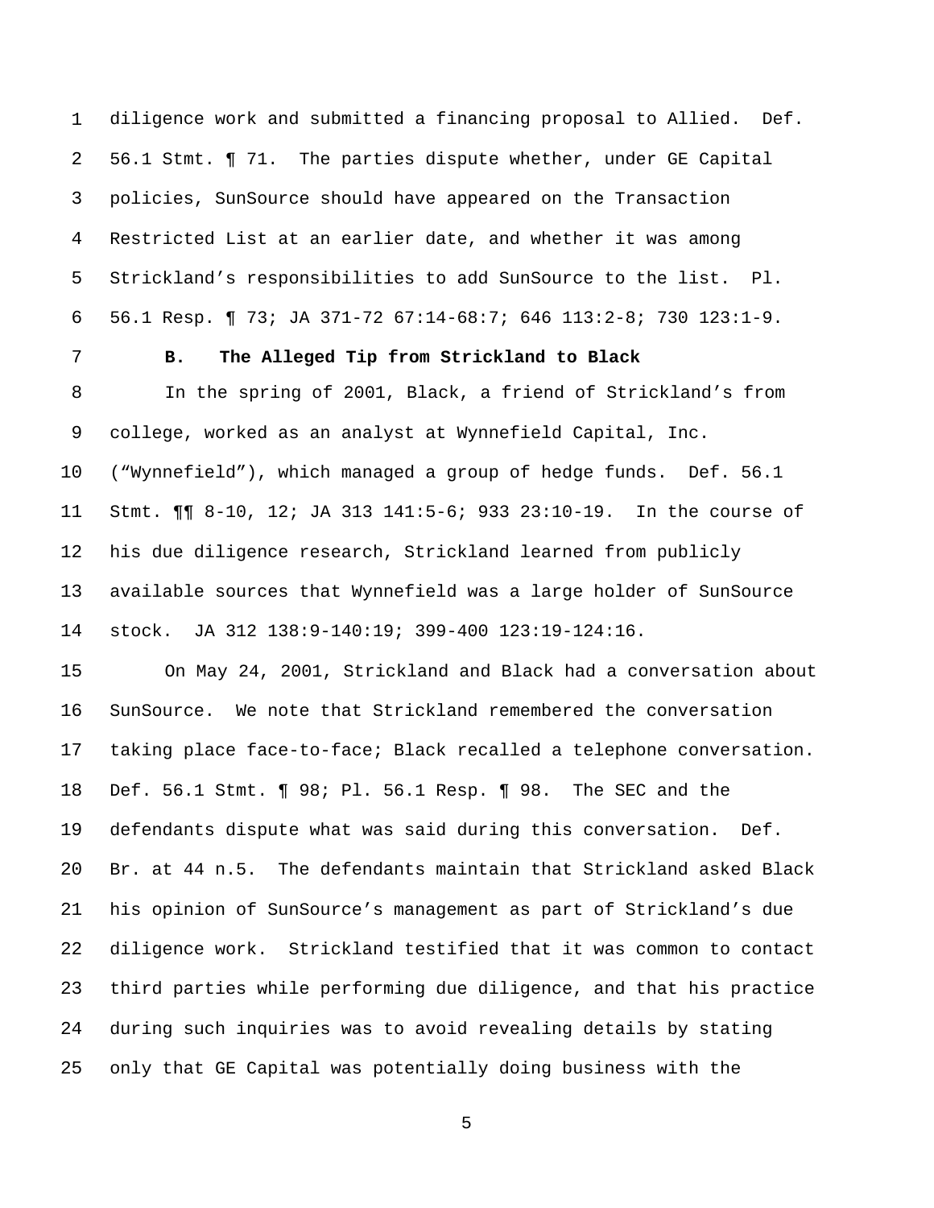diligence work and submitted a financing proposal to Allied. Def. 56.1 Stmt. ¶ 71. The parties dispute whether, under GE Capital policies, SunSource should have appeared on the Transaction Restricted List at an earlier date, and whether it was among Strickland's responsibilities to add SunSource to the list. Pl. 56.1 Resp. ¶ 73; JA 371-72 67:14-68:7; 646 113:2-8; 730 123:1-9.

**B. The Alleged Tip from Strickland to Black**

In the spring of 2001, Black, a friend of Strickland's from college, worked as an analyst at Wynnefield Capital, Inc. ("Wynnefield"), which managed a group of hedge funds. Def. 56.1 Stmt. ¶¶ 8-10, 12; JA 313 141:5-6; 933 23:10-19. In the course of his due diligence research, Strickland learned from publicly available sources that Wynnefield was a large holder of SunSource stock. JA 312 138:9-140:19; 399-400 123:19-124:16.

On May 24, 2001, Strickland and Black had a conversation about SunSource. We note that Strickland remembered the conversation taking place face-to-face; Black recalled a telephone conversation. Def. 56.1 Stmt. ¶ 98; Pl. 56.1 Resp. ¶ 98. The SEC and the defendants dispute what was said during this conversation. Def. Br. at 44 n.5. The defendants maintain that Strickland asked Black his opinion of SunSource's management as part of Strickland's due diligence work. Strickland testified that it was common to contact third parties while performing due diligence, and that his practice during such inquiries was to avoid revealing details by stating only that GE Capital was potentially doing business with the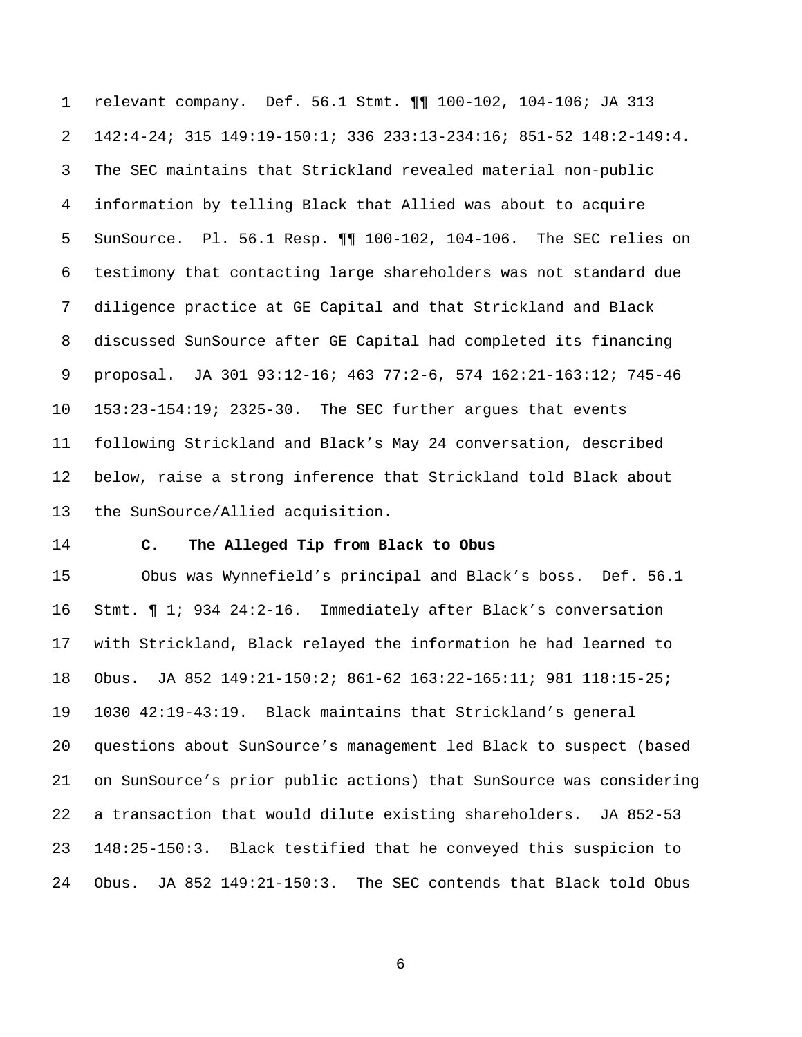relevant company. Def. 56.1 Stmt. ¶¶ 100-102, 104-106; JA 313 142:4-24; 315 149:19-150:1; 336 233:13-234:16; 851-52 148:2-149:4. The SEC maintains that Strickland revealed material non-public information by telling Black that Allied was about to acquire SunSource. Pl. 56.1 Resp. ¶¶ 100-102, 104-106. The SEC relies on testimony that contacting large shareholders was not standard due diligence practice at GE Capital and that Strickland and Black discussed SunSource after GE Capital had completed its financing proposal. JA 301 93:12-16; 463 77:2-6, 574 162:21-163:12; 745-46 153:23-154:19; 2325-30. The SEC further argues that events following Strickland and Black's May 24 conversation, described below, raise a strong inference that Strickland told Black about the SunSource/Allied acquisition.

**C. The Alleged Tip from Black to Obus**

Obus was Wynnefield's principal and Black's boss. Def. 56.1 Stmt. ¶ 1; 934 24:2-16. Immediately after Black's conversation with Strickland, Black relayed the information he had learned to Obus. JA 852 149:21-150:2; 861-62 163:22-165:11; 981 118:15-25; 1030 42:19-43:19. Black maintains that Strickland's general questions about SunSource's management led Black to suspect (based on SunSource's prior public actions) that SunSource was considering a transaction that would dilute existing shareholders. JA 852-53 148:25-150:3. Black testified that he conveyed this suspicion to Obus. JA 852 149:21-150:3. The SEC contends that Black told Obus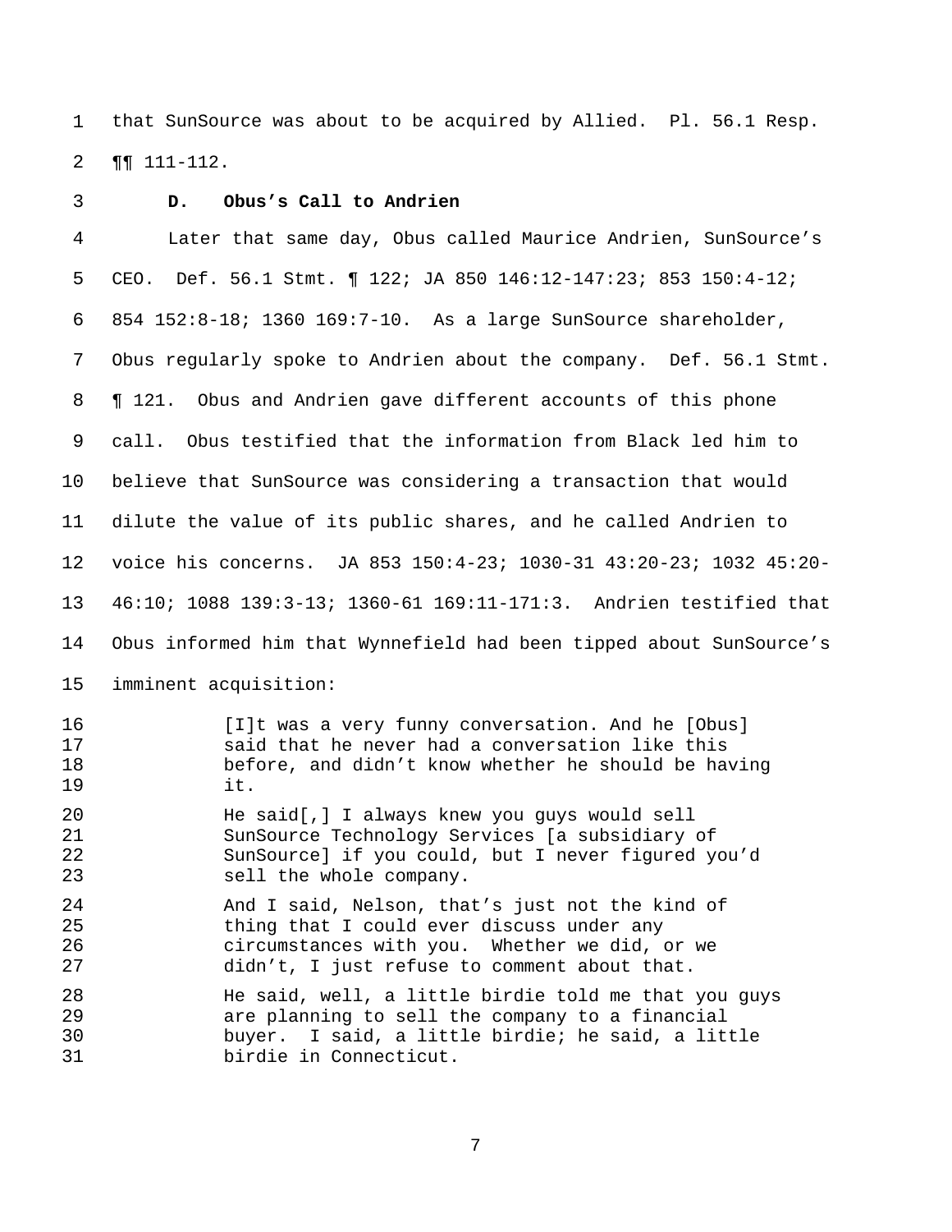that SunSource was about to be acquired by Allied. Pl. 56.1 Resp. ¶¶ 111-112.

### D. Obus's Call to Andrien

Later that same day, Obus called Maurice Andrien, SunSource's CEO. Def. 56.1 Stmt. ¶ 122; JA 850 146:12-147:23; 853 150:4-12; 854 152:8-18; 1360 169:7-10. As a large SunSource shareholder, Obus regularly spoke to Andrien about the company. Def. 56.1 Stmt. ¶ 121. Obus and Andrien gave different accounts of this phone call. Obus testified that the information from Black led him to believe that SunSource was considering a transaction that would dilute the value of its public shares, and he called Andrien to voice his concerns. JA 853 150:4-23; 1030-31 43:20-23; 1032 45:20-46:10; 1088 139:3-13; 1360-61 169:11-171:3. Andrien testified that Obus informed him that Wynnefield had been tipped about SunSource's imminent acquisition:

> [I]t was a very funny conversation. And he [Obus] said that he never had a conversation like this before, and didn't know whether he should be having it.
>
> He said[,] I always knew you guys would sell SunSource Technology Services [a subsidiary of SunSource] if you could, but I never figured you'd sell the whole company.
>
> And I said, Nelson, that's just not the kind of thing that I could ever discuss under any circumstances with you. Whether we did, or we didn't, I just refuse to comment about that.
>
> He said, well, a little birdie told me that you guys are planning to sell the company to a financial buyer. I said, a little birdie; he said, a little birdie in Connecticut.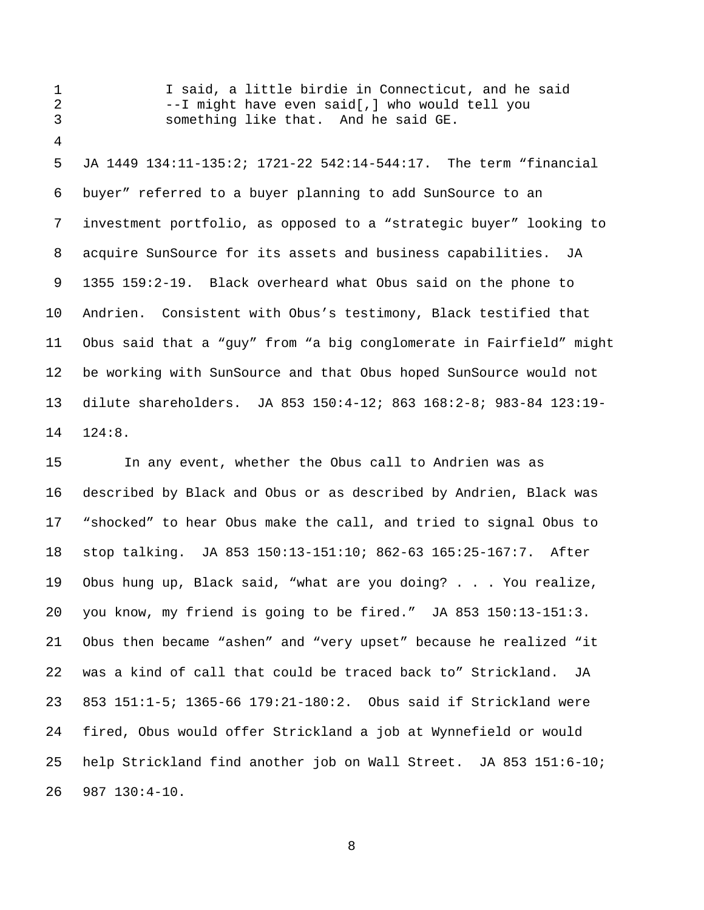> I said, a little birdie in Connecticut, and he said --I might have even said[,] who would tell you something like that. And he said GE.

JA 1449 134:11-135:2; 1721-22 542:14-544:17. The term “financial buyer” referred to a buyer planning to add SunSource to an investment portfolio, as opposed to a “strategic buyer” looking to acquire SunSource for its assets and business capabilities. JA 1355 159:2-19. Black overheard what Obus said on the phone to Andrien. Consistent with Obus’s testimony, Black testified that Obus said that a “guy” from “a big conglomerate in Fairfield” might be working with SunSource and that Obus hoped SunSource would not dilute shareholders. JA 853 150:4-12; 863 168:2-8; 983-84 123:19-124:8.

In any event, whether the Obus call to Andrien was as described by Black and Obus or as described by Andrien, Black was “shocked” to hear Obus make the call, and tried to signal Obus to stop talking. JA 853 150:13-151:10; 862-63 165:25-167:7. After Obus hung up, Black said, “what are you doing? . . . You realize, you know, my friend is going to be fired.” JA 853 150:13-151:3. Obus then became “ashen” and “very upset” because he realized “it was a kind of call that could be traced back to” Strickland. JA 853 151:1-5; 1365-66 179:21-180:2. Obus said if Strickland were fired, Obus would offer Strickland a job at Wynnefield or would help Strickland find another job on Wall Street. JA 853 151:6-10; 987 130:4-10.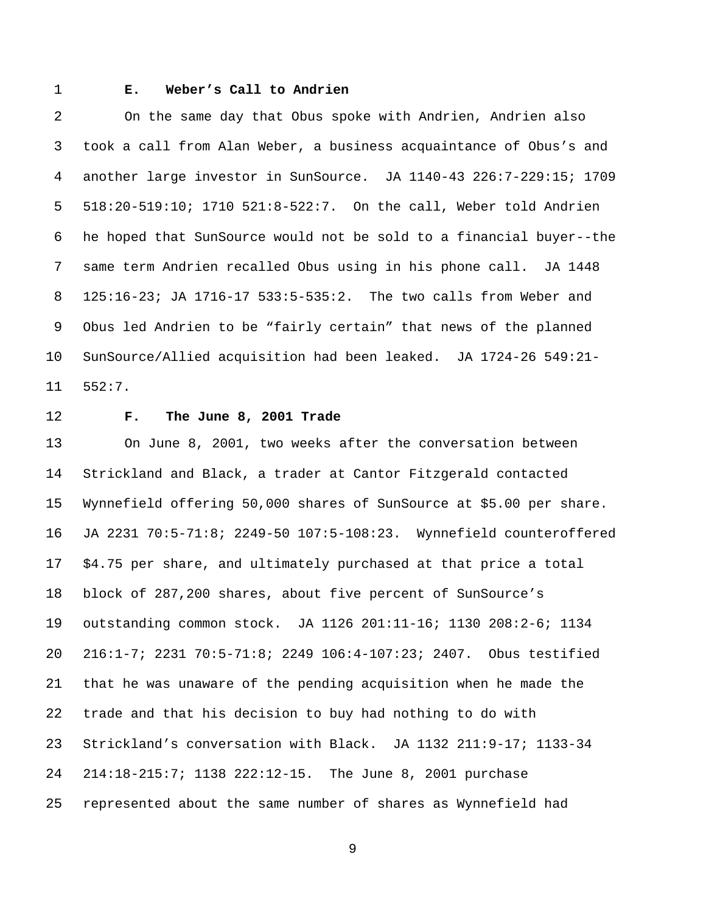### E. Weber's Call to Andrien

On the same day that Obus spoke with Andrien, Andrien also took a call from Alan Weber, a business acquaintance of Obus's and another large investor in SunSource. JA 1140-43 226:7-229:15; 1709 518:20-519:10; 1710 521:8-522:7. On the call, Weber told Andrien he hoped that SunSource would not be sold to a financial buyer--the same term Andrien recalled Obus using in his phone call. JA 1448 125:16-23; JA 1716-17 533:5-535:2. The two calls from Weber and Obus led Andrien to be "fairly certain" that news of the planned SunSource/Allied acquisition had been leaked. JA 1724-26 549:21-552:7.

### F. The June 8, 2001 Trade

On June 8, 2001, two weeks after the conversation between Strickland and Black, a trader at Cantor Fitzgerald contacted Wynnefield offering 50,000 shares of SunSource at $5.00 per share. JA 2231 70:5-71:8; 2249-50 107:5-108:23. Wynnefield counteroffered $4.75 per share, and ultimately purchased at that price a total block of 287,200 shares, about five percent of SunSource's outstanding common stock. JA 1126 201:11-16; 1130 208:2-6; 1134 216:1-7; 2231 70:5-71:8; 2249 106:4-107:23; 2407. Obus testified that he was unaware of the pending acquisition when he made the trade and that his decision to buy had nothing to do with Strickland's conversation with Black. JA 1132 211:9-17; 1133-34 214:18-215:7; 1138 222:12-15. The June 8, 2001 purchase represented about the same number of shares as Wynnefield had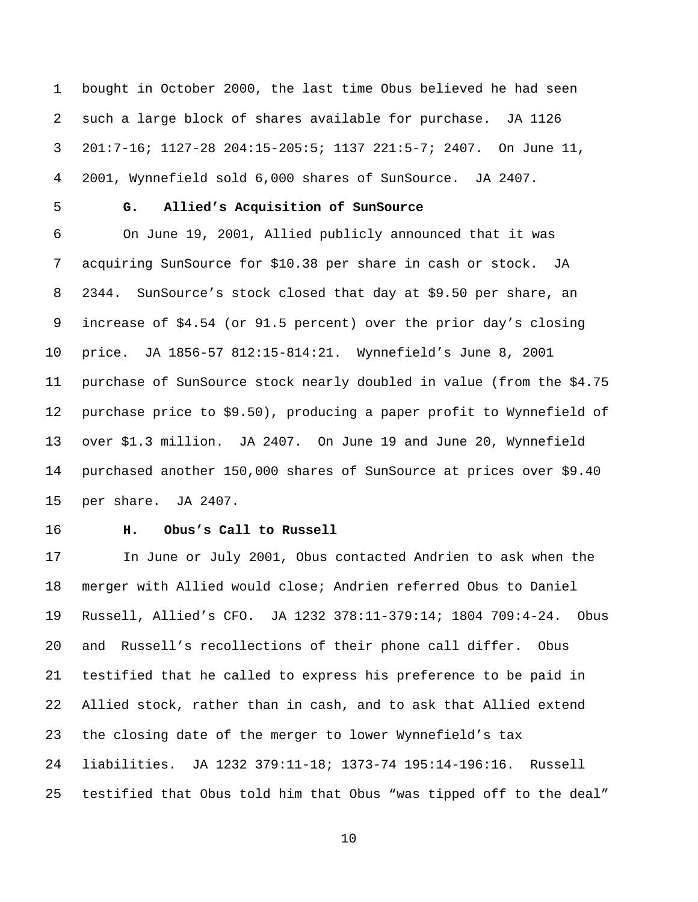bought in October 2000, the last time Obus believed he had seen such a large block of shares available for purchase. JA 1126 201:7-16; 1127-28 204:15-205:5; 1137 221:5-7; 2407. On June 11, 2001, Wynnefield sold 6,000 shares of SunSource. JA 2407.

**G. Allied's Acquisition of SunSource**

On June 19, 2001, Allied publicly announced that it was acquiring SunSource for $10.38 per share in cash or stock. JA 2344. SunSource's stock closed that day at $9.50 per share, an increase of $4.54 (or 91.5 percent) over the prior day's closing price. JA 1856-57 812:15-814:21. Wynnefield's June 8, 2001 purchase of SunSource stock nearly doubled in value (from the $4.75 purchase price to $9.50), producing a paper profit to Wynnefield of over $1.3 million. JA 2407. On June 19 and June 20, Wynnefield purchased another 150,000 shares of SunSource at prices over $9.40 per share. JA 2407.

**H. Obus's Call to Russell**

In June or July 2001, Obus contacted Andrien to ask when the merger with Allied would close; Andrien referred Obus to Daniel Russell, Allied's CFO. JA 1232 378:11-379:14; 1804 709:4-24. Obus and Russell's recollections of their phone call differ. Obus testified that he called to express his preference to be paid in Allied stock, rather than in cash, and to ask that Allied extend the closing date of the merger to lower Wynnefield's tax liabilities. JA 1232 379:11-18; 1373-74 195:14-196:16. Russell testified that Obus told him that Obus "was tipped off to the deal"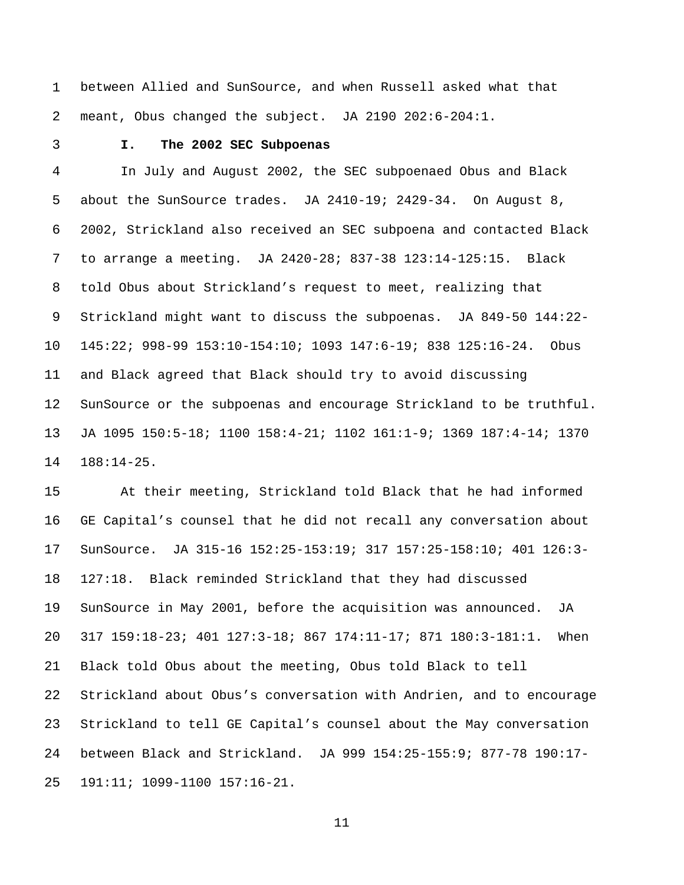between Allied and SunSource, and when Russell asked what that meant, Obus changed the subject. JA 2190 202:6-204:1.

### I. The 2002 SEC Subpoenas

In July and August 2002, the SEC subpoenaed Obus and Black about the SunSource trades. JA 2410-19; 2429-34. On August 8, 2002, Strickland also received an SEC subpoena and contacted Black to arrange a meeting. JA 2420-28; 837-38 123:14-125:15. Black told Obus about Strickland's request to meet, realizing that Strickland might want to discuss the subpoenas. JA 849-50 144:22-145:22; 998-99 153:10-154:10; 1093 147:6-19; 838 125:16-24. Obus and Black agreed that Black should try to avoid discussing SunSource or the subpoenas and encourage Strickland to be truthful. JA 1095 150:5-18; 1100 158:4-21; 1102 161:1-9; 1369 187:4-14; 1370 188:14-25.

At their meeting, Strickland told Black that he had informed GE Capital's counsel that he did not recall any conversation about SunSource. JA 315-16 152:25-153:19; 317 157:25-158:10; 401 126:3-127:18. Black reminded Strickland that they had discussed SunSource in May 2001, before the acquisition was announced. JA 317 159:18-23; 401 127:3-18; 867 174:11-17; 871 180:3-181:1. When Black told Obus about the meeting, Obus told Black to tell Strickland about Obus's conversation with Andrien, and to encourage Strickland to tell GE Capital's counsel about the May conversation between Black and Strickland. JA 999 154:25-155:9; 877-78 190:17-191:11; 1099-1100 157:16-21.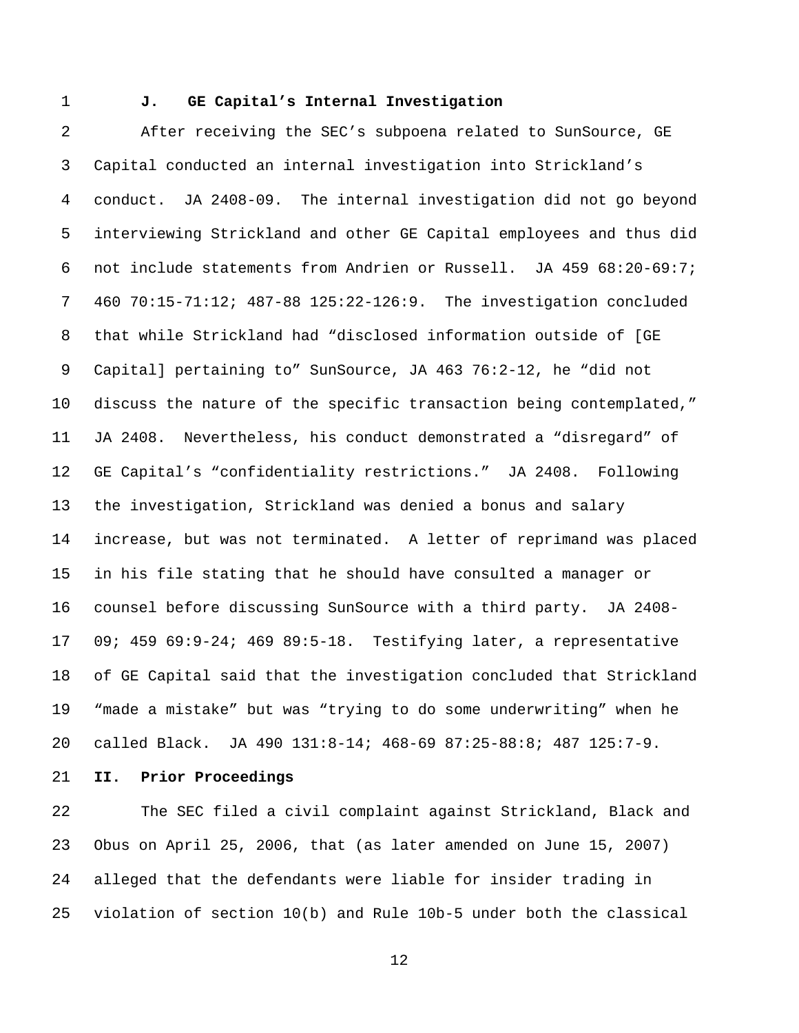### J. GE Capital's Internal Investigation

After receiving the SEC's subpoena related to SunSource, GE Capital conducted an internal investigation into Strickland's conduct. JA 2408-09. The internal investigation did not go beyond interviewing Strickland and other GE Capital employees and thus did not include statements from Andrien or Russell. JA 459 68:20-69:7; 460 70:15-71:12; 487-88 125:22-126:9. The investigation concluded that while Strickland had "disclosed information outside of [GE Capital] pertaining to" SunSource, JA 463 76:2-12, he "did not discuss the nature of the specific transaction being contemplated," JA 2408. Nevertheless, his conduct demonstrated a "disregard" of GE Capital's "confidentiality restrictions." JA 2408. Following the investigation, Strickland was denied a bonus and salary increase, but was not terminated. A letter of reprimand was placed in his file stating that he should have consulted a manager or counsel before discussing SunSource with a third party. JA 2408-09; 459 69:9-24; 469 89:5-18. Testifying later, a representative of GE Capital said that the investigation concluded that Strickland "made a mistake" but was "trying to do some underwriting" when he called Black. JA 490 131:8-14; 468-69 87:25-88:8; 487 125:7-9.

## II. Prior Proceedings

The SEC filed a civil complaint against Strickland, Black and Obus on April 25, 2006, that (as later amended on June 15, 2007) alleged that the defendants were liable for insider trading in violation of section 10(b) and Rule 10b-5 under both the classical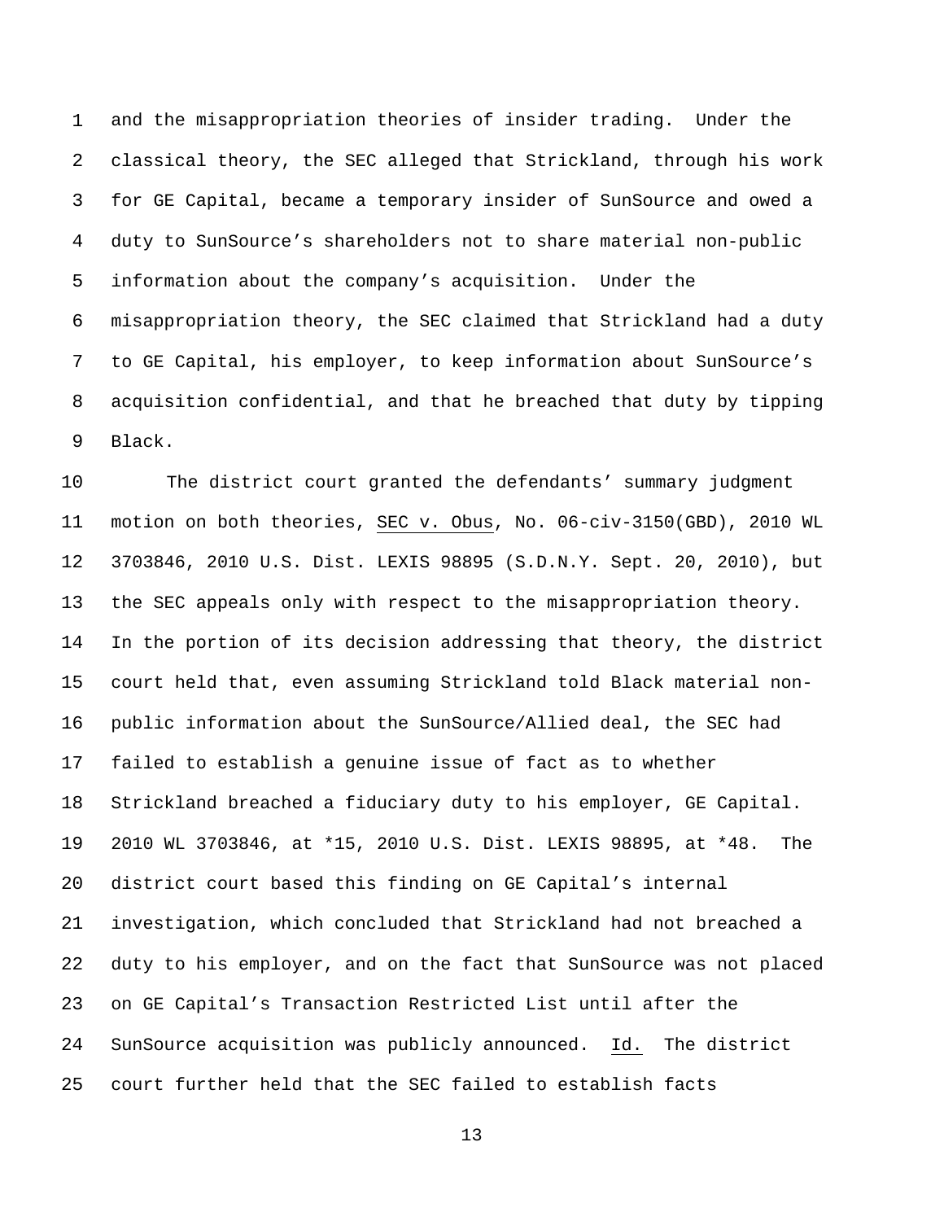and the misappropriation theories of insider trading. Under the classical theory, the SEC alleged that Strickland, through his work for GE Capital, became a temporary insider of SunSource and owed a duty to SunSource's shareholders not to share material non-public information about the company's acquisition. Under the misappropriation theory, the SEC claimed that Strickland had a duty to GE Capital, his employer, to keep information about SunSource's acquisition confidential, and that he breached that duty by tipping Black.

The district court granted the defendants' summary judgment motion on both theories, SEC v. Obus, No. 06-civ-3150(GBD), 2010 WL 3703846, 2010 U.S. Dist. LEXIS 98895 (S.D.N.Y. Sept. 20, 2010), but the SEC appeals only with respect to the misappropriation theory. In the portion of its decision addressing that theory, the district court held that, even assuming Strickland told Black material non-public information about the SunSource/Allied deal, the SEC had failed to establish a genuine issue of fact as to whether Strickland breached a fiduciary duty to his employer, GE Capital. 2010 WL 3703846, at *15, 2010 U.S. Dist. LEXIS 98895, at *48. The district court based this finding on GE Capital's internal investigation, which concluded that Strickland had not breached a duty to his employer, and on the fact that SunSource was not placed on GE Capital's Transaction Restricted List until after the SunSource acquisition was publicly announced. Id. The district court further held that the SEC failed to establish facts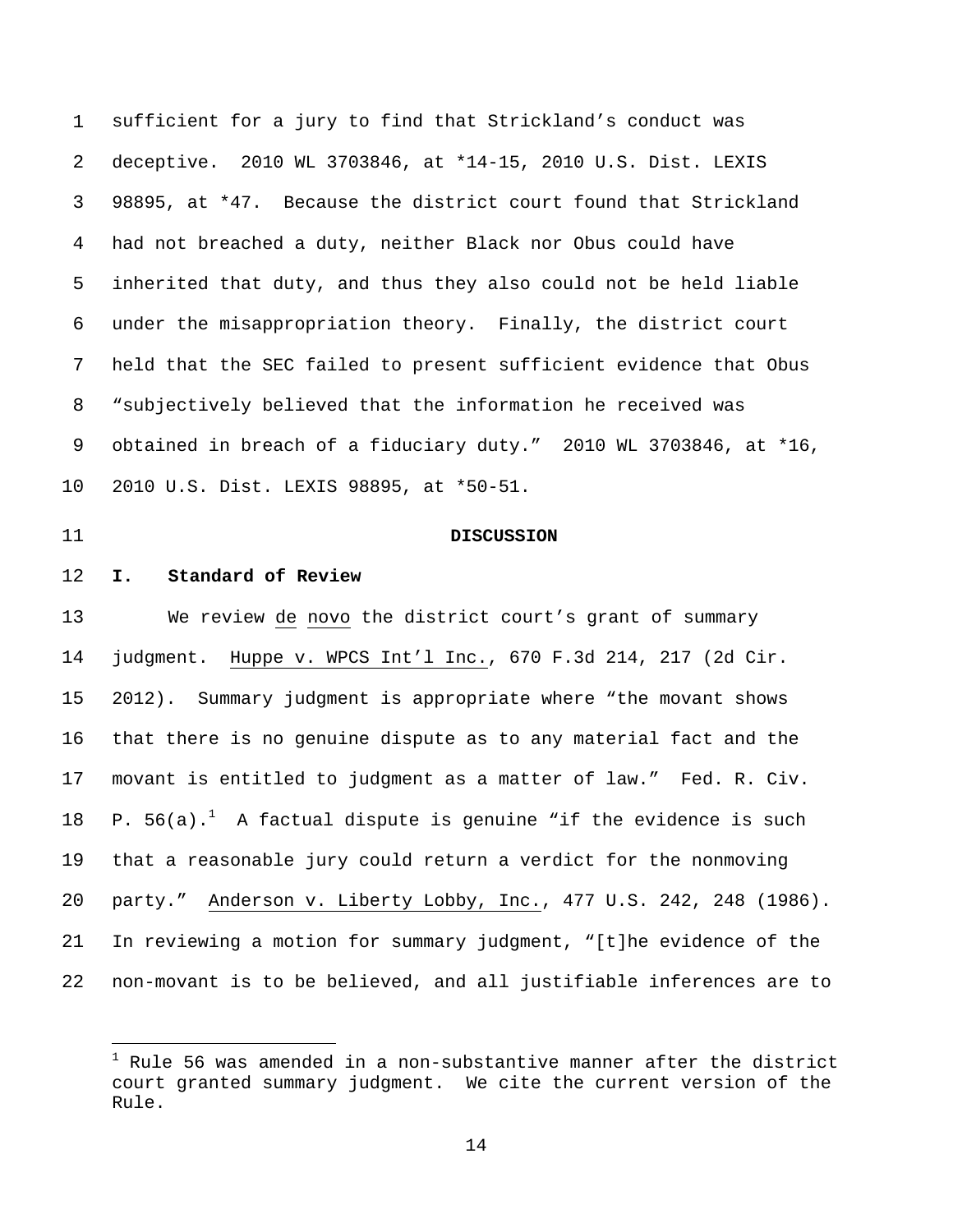sufficient for a jury to find that Strickland's conduct was deceptive. 2010 WL 3703846, at *14-15, 2010 U.S. Dist. LEXIS 98895, at *47. Because the district court found that Strickland had not breached a duty, neither Black nor Obus could have inherited that duty, and thus they also could not be held liable under the misappropriation theory. Finally, the district court held that the SEC failed to present sufficient evidence that Obus "subjectively believed that the information he received was obtained in breach of a fiduciary duty." 2010 WL 3703846, at *16, 2010 U.S. Dist. LEXIS 98895, at *50-51.

## DISCUSSION

### I. Standard of Review

We review de novo the district court's grant of summary judgment. Huppe v. WPCS Int'l Inc., 670 F.3d 214, 217 (2d Cir. 2012). Summary judgment is appropriate where "the movant shows that there is no genuine dispute as to any material fact and the movant is entitled to judgment as a matter of law." Fed. R. Civ. P. 56(a).[1] A factual dispute is genuine "if the evidence is such that a reasonable jury could return a verdict for the nonmoving party." Anderson v. Liberty Lobby, Inc., 477 U.S. 242, 248 (1986). In reviewing a motion for summary judgment, "[t]he evidence of the non-movant is to be believed, and all justifiable inferences are to

[1] Rule 56 was amended in a non-substantive manner after the district court granted summary judgment. We cite the current version of the Rule.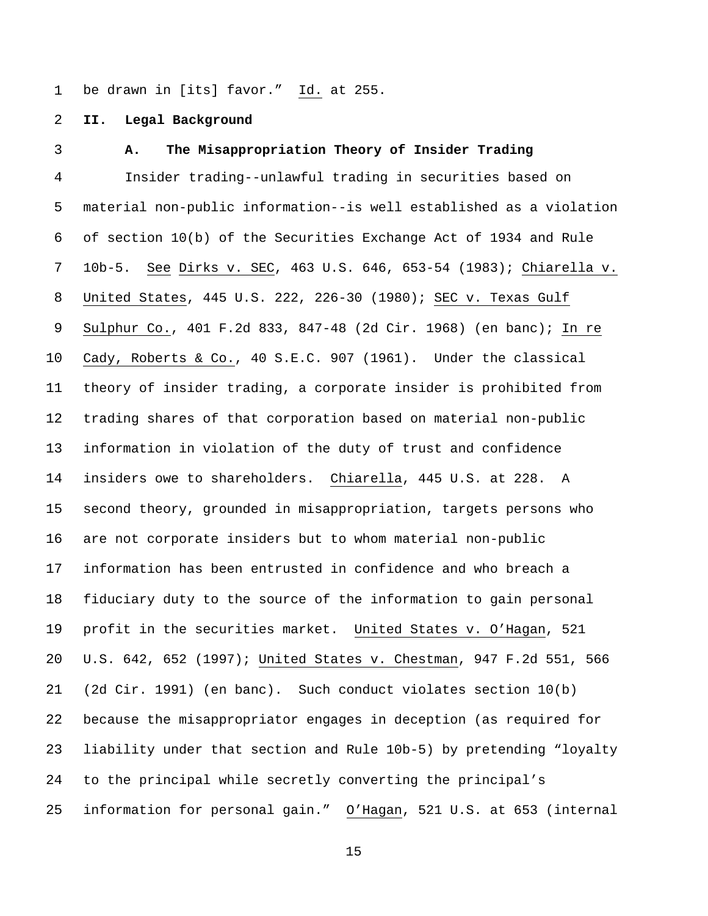be drawn in [its] favor." Id. at 255.

## II. Legal Background

### A. The Misappropriation Theory of Insider Trading

Insider trading--unlawful trading in securities based on material non-public information--is well established as a violation of section 10(b) of the Securities Exchange Act of 1934 and Rule 10b-5. See Dirks v. SEC, 463 U.S. 646, 653-54 (1983); Chiarella v. United States, 445 U.S. 222, 226-30 (1980); SEC v. Texas Gulf Sulphur Co., 401 F.2d 833, 847-48 (2d Cir. 1968) (en banc); In re Cady, Roberts & Co., 40 S.E.C. 907 (1961). Under the classical theory of insider trading, a corporate insider is prohibited from trading shares of that corporation based on material non-public information in violation of the duty of trust and confidence insiders owe to shareholders. Chiarella, 445 U.S. at 228. A second theory, grounded in misappropriation, targets persons who are not corporate insiders but to whom material non-public information has been entrusted in confidence and who breach a fiduciary duty to the source of the information to gain personal profit in the securities market. United States v. O'Hagan, 521 U.S. 642, 652 (1997); United States v. Chestman, 947 F.2d 551, 566 (2d Cir. 1991) (en banc). Such conduct violates section 10(b) because the misappropriator engages in deception (as required for liability under that section and Rule 10b-5) by pretending "loyalty to the principal while secretly converting the principal's information for personal gain." O'Hagan, 521 U.S. at 653 (internal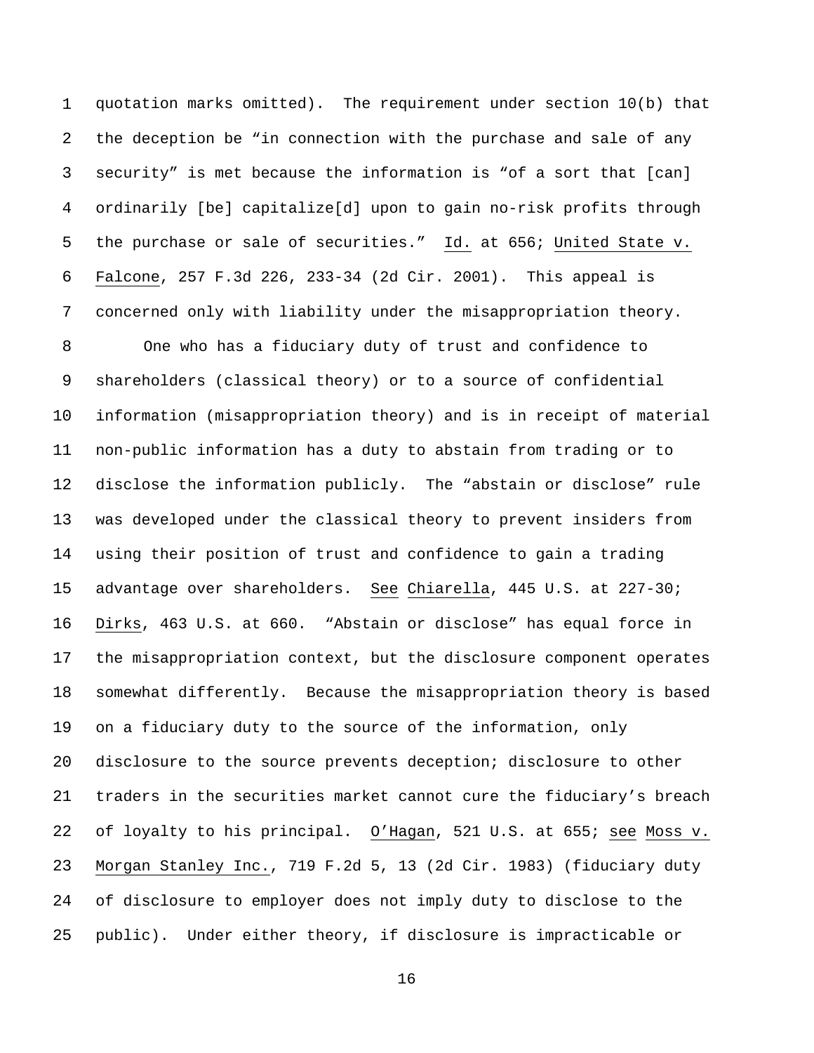quotation marks omitted). The requirement under section 10(b) that the deception be "in connection with the purchase and sale of any security" is met because the information is "of a sort that [can] ordinarily [be] capitalize[d] upon to gain no-risk profits through the purchase or sale of securities." Id. at 656; United State v. Falcone, 257 F.3d 226, 233-34 (2d Cir. 2001). This appeal is concerned only with liability under the misappropriation theory.

One who has a fiduciary duty of trust and confidence to shareholders (classical theory) or to a source of confidential information (misappropriation theory) and is in receipt of material non-public information has a duty to abstain from trading or to disclose the information publicly. The "abstain or disclose" rule was developed under the classical theory to prevent insiders from using their position of trust and confidence to gain a trading advantage over shareholders. See Chiarella, 445 U.S. at 227-30; Dirks, 463 U.S. at 660. "Abstain or disclose" has equal force in the misappropriation context, but the disclosure component operates somewhat differently. Because the misappropriation theory is based on a fiduciary duty to the source of the information, only disclosure to the source prevents deception; disclosure to other traders in the securities market cannot cure the fiduciary's breach of loyalty to his principal. O'Hagan, 521 U.S. at 655; see Moss v. Morgan Stanley Inc., 719 F.2d 5, 13 (2d Cir. 1983) (fiduciary duty of disclosure to employer does not imply duty to disclose to the public). Under either theory, if disclosure is impracticable or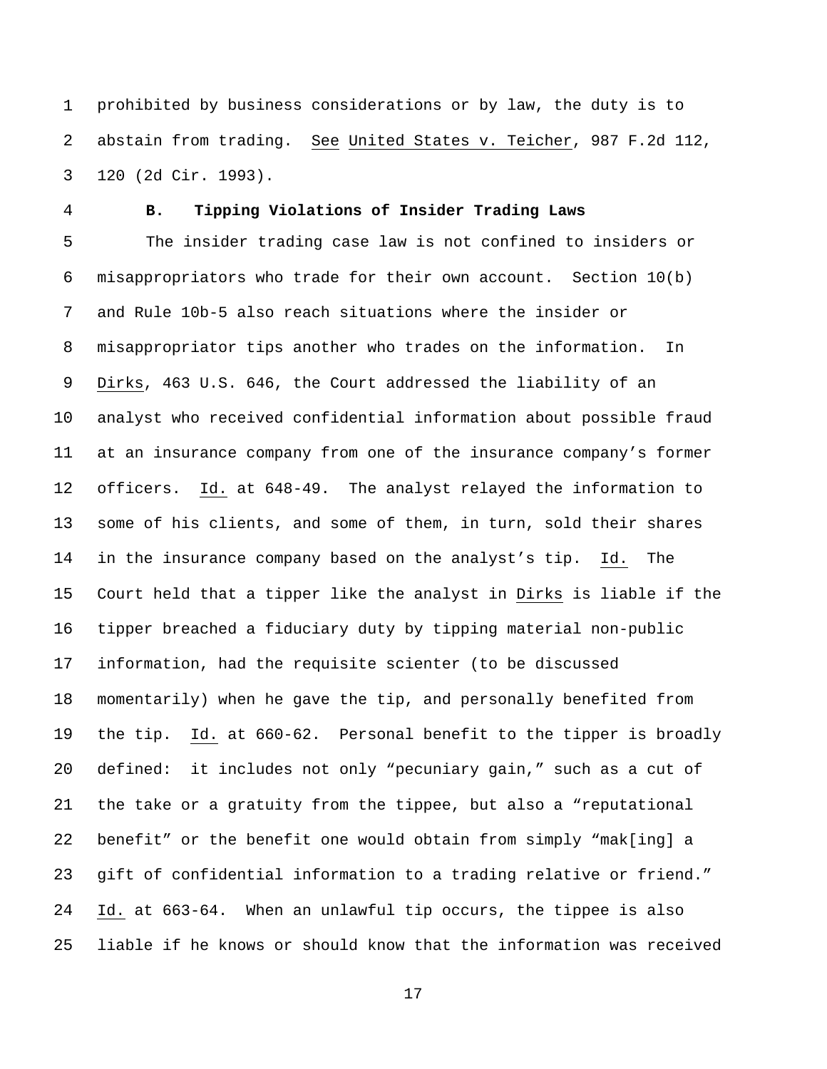prohibited by business considerations or by law, the duty is to abstain from trading. See United States v. Teicher, 987 F.2d 112, 120 (2d Cir. 1993).

### B. Tipping Violations of Insider Trading Laws

The insider trading case law is not confined to insiders or misappropriators who trade for their own account. Section 10(b) and Rule 10b-5 also reach situations where the insider or misappropriator tips another who trades on the information. In Dirks, 463 U.S. 646, the Court addressed the liability of an analyst who received confidential information about possible fraud at an insurance company from one of the insurance company's former officers. Id. at 648-49. The analyst relayed the information to some of his clients, and some of them, in turn, sold their shares in the insurance company based on the analyst's tip. Id. The Court held that a tipper like the analyst in Dirks is liable if the tipper breached a fiduciary duty by tipping material non-public information, had the requisite scienter (to be discussed momentarily) when he gave the tip, and personally benefited from the tip. Id. at 660-62. Personal benefit to the tipper is broadly defined: it includes not only "pecuniary gain," such as a cut of the take or a gratuity from the tippee, but also a "reputational benefit" or the benefit one would obtain from simply "mak[ing] a gift of confidential information to a trading relative or friend." Id. at 663-64. When an unlawful tip occurs, the tippee is also liable if he knows or should know that the information was received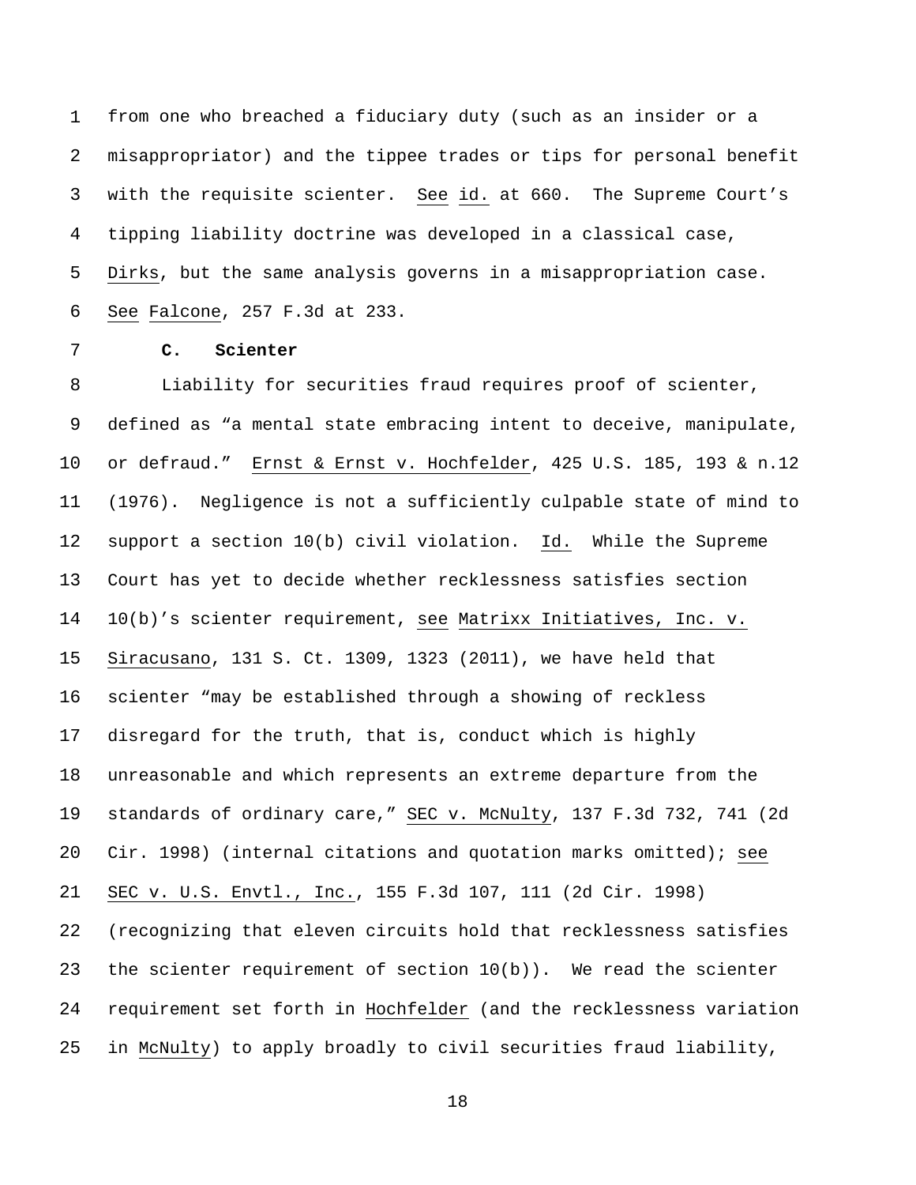from one who breached a fiduciary duty (such as an insider or a misappropriator) and the tippee trades or tips for personal benefit with the requisite scienter. See id. at 660. The Supreme Court's tipping liability doctrine was developed in a classical case, Dirks, but the same analysis governs in a misappropriation case. See Falcone, 257 F.3d at 233.

**C. Scienter**

Liability for securities fraud requires proof of scienter, defined as "a mental state embracing intent to deceive, manipulate, or defraud." Ernst & Ernst v. Hochfelder, 425 U.S. 185, 193 & n.12 (1976). Negligence is not a sufficiently culpable state of mind to support a section 10(b) civil violation. Id. While the Supreme Court has yet to decide whether recklessness satisfies section 10(b)'s scienter requirement, see Matrixx Initiatives, Inc. v. Siracusano, 131 S. Ct. 1309, 1323 (2011), we have held that scienter "may be established through a showing of reckless disregard for the truth, that is, conduct which is highly unreasonable and which represents an extreme departure from the standards of ordinary care," SEC v. McNulty, 137 F.3d 732, 741 (2d Cir. 1998) (internal citations and quotation marks omitted); see SEC v. U.S. Envtl., Inc., 155 F.3d 107, 111 (2d Cir. 1998) (recognizing that eleven circuits hold that recklessness satisfies the scienter requirement of section 10(b)). We read the scienter requirement set forth in Hochfelder (and the recklessness variation in McNulty) to apply broadly to civil securities fraud liability,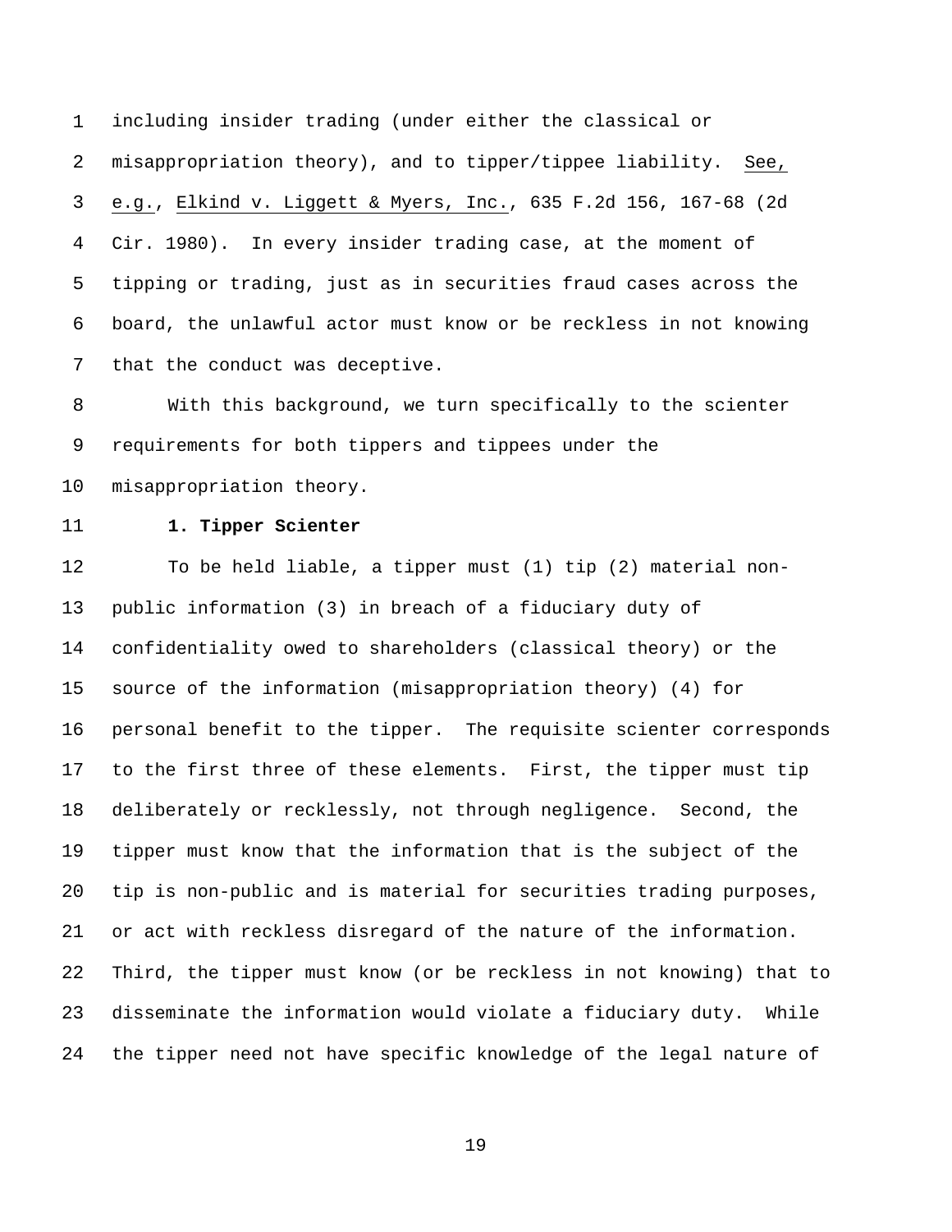including insider trading (under either the classical or misappropriation theory), and to tipper/tippee liability. See, e.g., Elkind v. Liggett & Myers, Inc., 635 F.2d 156, 167-68 (2d Cir. 1980). In every insider trading case, at the moment of tipping or trading, just as in securities fraud cases across the board, the unlawful actor must know or be reckless in not knowing that the conduct was deceptive.

With this background, we turn specifically to the scienter requirements for both tippers and tippees under the misappropriation theory.

**1. Tipper Scienter**

To be held liable, a tipper must (1) tip (2) material non-public information (3) in breach of a fiduciary duty of confidentiality owed to shareholders (classical theory) or the source of the information (misappropriation theory) (4) for personal benefit to the tipper. The requisite scienter corresponds to the first three of these elements. First, the tipper must tip deliberately or recklessly, not through negligence. Second, the tipper must know that the information that is the subject of the tip is non-public and is material for securities trading purposes, or act with reckless disregard of the nature of the information. Third, the tipper must know (or be reckless in not knowing) that to disseminate the information would violate a fiduciary duty. While the tipper need not have specific knowledge of the legal nature of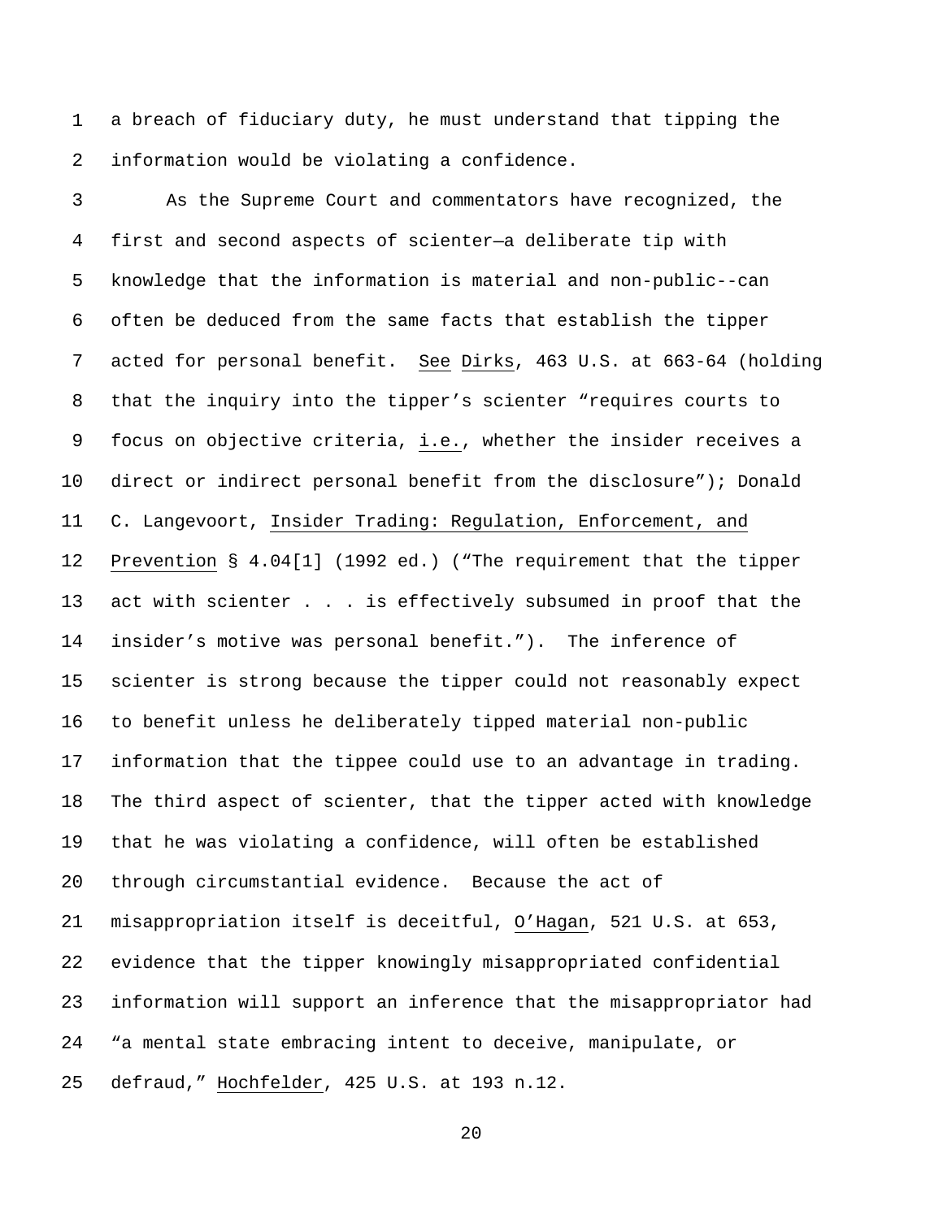a breach of fiduciary duty, he must understand that tipping the information would be violating a confidence.

As the Supreme Court and commentators have recognized, the first and second aspects of scienter—a deliberate tip with knowledge that the information is material and non-public--can often be deduced from the same facts that establish the tipper acted for personal benefit. _See_ _Dirks_, 463 U.S. at 663-64 (holding that the inquiry into the tipper's scienter "requires courts to focus on objective criteria, _i.e._, whether the insider receives a direct or indirect personal benefit from the disclosure"); Donald C. Langevoort, _Insider Trading: Regulation, Enforcement, and Prevention_ § 4.04[1] (1992 ed.) ("The requirement that the tipper act with scienter . . . is effectively subsumed in proof that the insider's motive was personal benefit."). The inference of scienter is strong because the tipper could not reasonably expect to benefit unless he deliberately tipped material non-public information that the tippee could use to an advantage in trading. The third aspect of scienter, that the tipper acted with knowledge that he was violating a confidence, will often be established through circumstantial evidence. Because the act of misappropriation itself is deceitful, _O'Hagan_, 521 U.S. at 653, evidence that the tipper knowingly misappropriated confidential information will support an inference that the misappropriator had "a mental state embracing intent to deceive, manipulate, or defraud," _Hochfelder_, 425 U.S. at 193 n.12.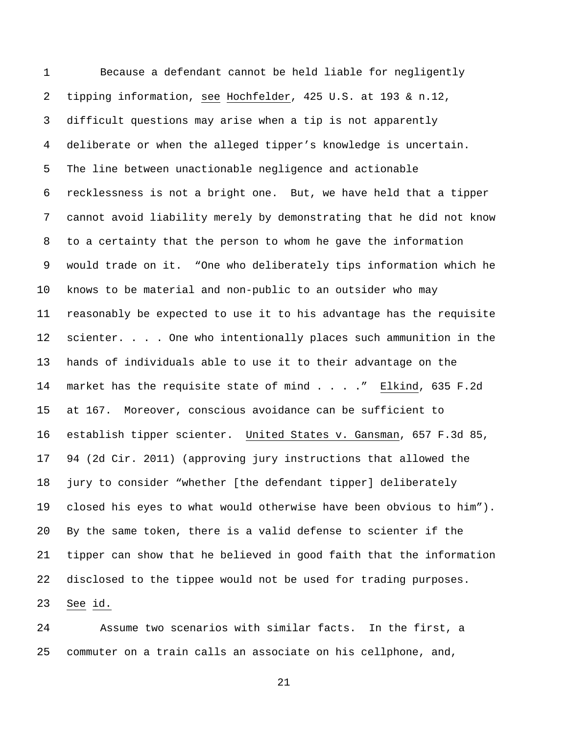Because a defendant cannot be held liable for negligently tipping information, see Hochfelder, 425 U.S. at 193 & n.12, difficult questions may arise when a tip is not apparently deliberate or when the alleged tipper's knowledge is uncertain. The line between unactionable negligence and actionable recklessness is not a bright one. But, we have held that a tipper cannot avoid liability merely by demonstrating that he did not know to a certainty that the person to whom he gave the information would trade on it. "One who deliberately tips information which he knows to be material and non-public to an outsider who may reasonably be expected to use it to his advantage has the requisite scienter. . . . One who intentionally places such ammunition in the hands of individuals able to use it to their advantage on the market has the requisite state of mind . . . ." Elkind, 635 F.2d at 167. Moreover, conscious avoidance can be sufficient to establish tipper scienter. United States v. Gansman, 657 F.3d 85, 94 (2d Cir. 2011) (approving jury instructions that allowed the jury to consider "whether [the defendant tipper] deliberately closed his eyes to what would otherwise have been obvious to him"). By the same token, there is a valid defense to scienter if the tipper can show that he believed in good faith that the information disclosed to the tippee would not be used for trading purposes. See id.

Assume two scenarios with similar facts. In the first, a commuter on a train calls an associate on his cellphone, and,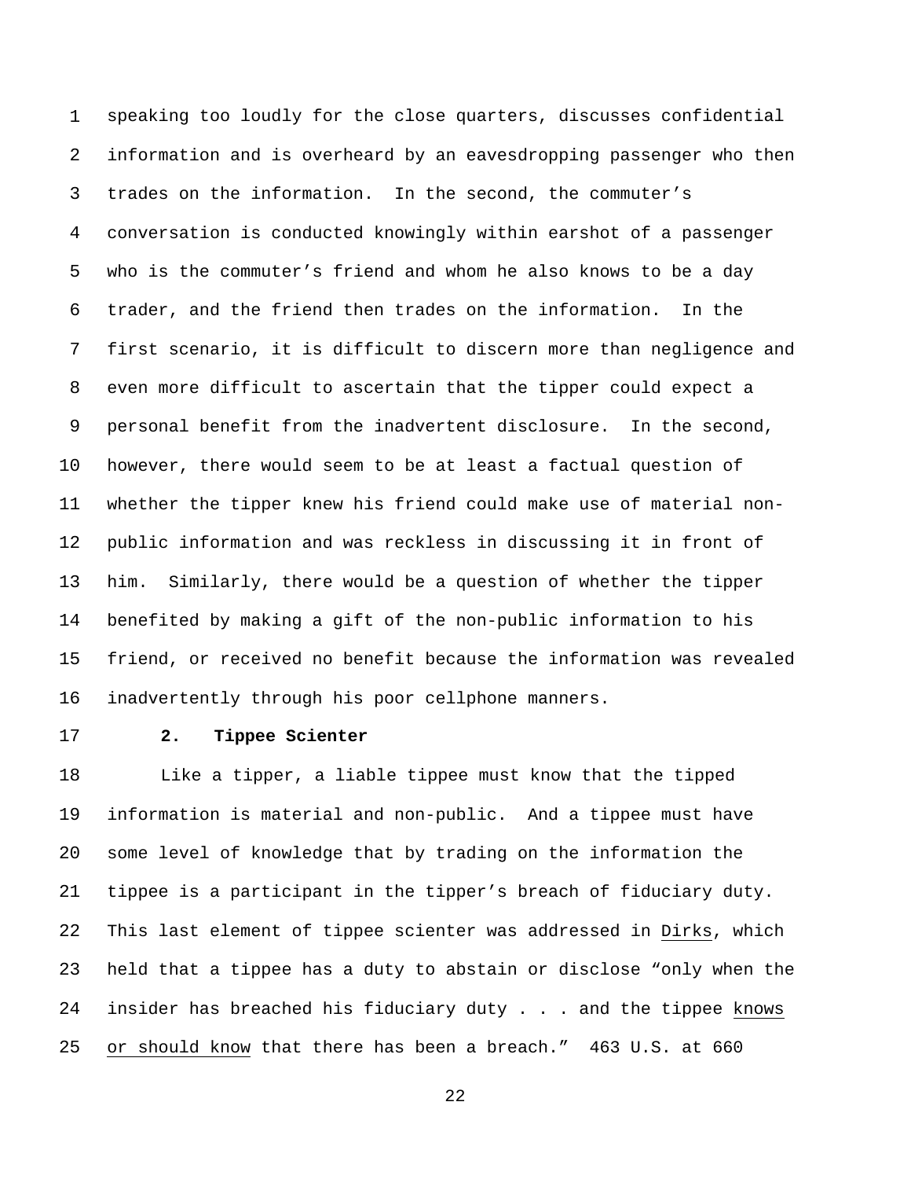speaking too loudly for the close quarters, discusses confidential information and is overheard by an eavesdropping passenger who then trades on the information. In the second, the commuter's conversation is conducted knowingly within earshot of a passenger who is the commuter's friend and whom he also knows to be a day trader, and the friend then trades on the information. In the first scenario, it is difficult to discern more than negligence and even more difficult to ascertain that the tipper could expect a personal benefit from the inadvertent disclosure. In the second, however, there would seem to be at least a factual question of whether the tipper knew his friend could make use of material non-public information and was reckless in discussing it in front of him. Similarly, there would be a question of whether the tipper benefited by making a gift of the non-public information to his friend, or received no benefit because the information was revealed inadvertently through his poor cellphone manners.

### 2. Tippee Scienter

Like a tipper, a liable tippee must know that the tipped information is material and non-public. And a tippee must have some level of knowledge that by trading on the information the tippee is a participant in the tipper's breach of fiduciary duty. This last element of tippee scienter was addressed in Dirks, which held that a tippee has a duty to abstain or disclose "only when the insider has breached his fiduciary duty . . . and the tippee knows or should know that there has been a breach." 463 U.S. at 660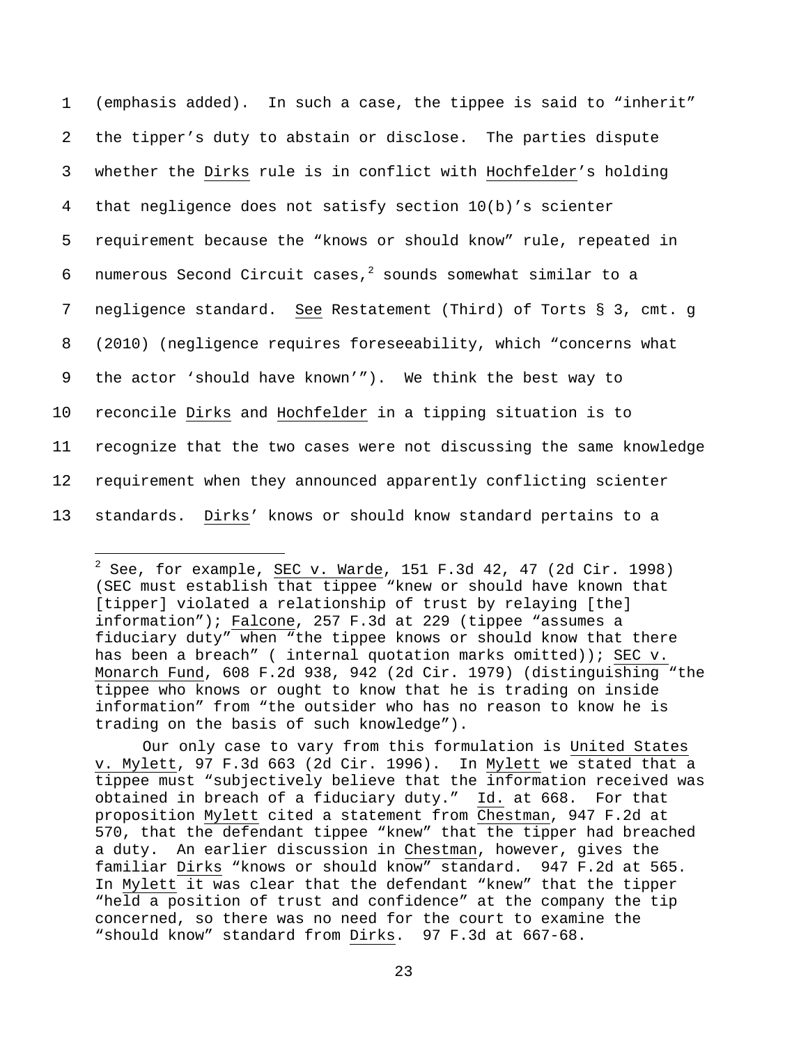(emphasis added). In such a case, the tippee is said to "inherit" the tipper's duty to abstain or disclose. The parties dispute whether the Dirks rule is in conflict with Hochfelder's holding that negligence does not satisfy section 10(b)'s scienter requirement because the "knows or should know" rule, repeated in numerous Second Circuit cases,[2] sounds somewhat similar to a negligence standard. See Restatement (Third) of Torts § 3, cmt. g (2010) (negligence requires foreseeability, which "concerns what the actor 'should have known'"). We think the best way to reconcile Dirks and Hochfelder in a tipping situation is to recognize that the two cases were not discussing the same knowledge requirement when they announced apparently conflicting scienter standards. Dirks' knows or should know standard pertains to a

---

[2] See, for example, SEC v. Warde, 151 F.3d 42, 47 (2d Cir. 1998) (SEC must establish that tippee "knew or should have known that [tipper] violated a relationship of trust by relaying [the] information"); Falcone, 257 F.3d at 229 (tippee "assumes a fiduciary duty" when "the tippee knows or should know that there has been a breach" ( internal quotation marks omitted)); SEC v. Monarch Fund, 608 F.2d 938, 942 (2d Cir. 1979) (distinguishing "the tippee who knows or ought to know that he is trading on inside information" from "the outsider who has no reason to know he is trading on the basis of such knowledge").

Our only case to vary from this formulation is United States v. Mylett, 97 F.3d 663 (2d Cir. 1996). In Mylett we stated that a tippee must "subjectively believe that the information received was obtained in breach of a fiduciary duty." Id. at 668. For that proposition Mylett cited a statement from Chestman, 947 F.2d at 570, that the defendant tippee "knew" that the tipper had breached a duty. An earlier discussion in Chestman, however, gives the familiar Dirks "knows or should know" standard. 947 F.2d at 565. In Mylett it was clear that the defendant "knew" that the tipper "held a position of trust and confidence" at the company the tip concerned, so there was no need for the court to examine the "should know" standard from Dirks. 97 F.3d at 667-68.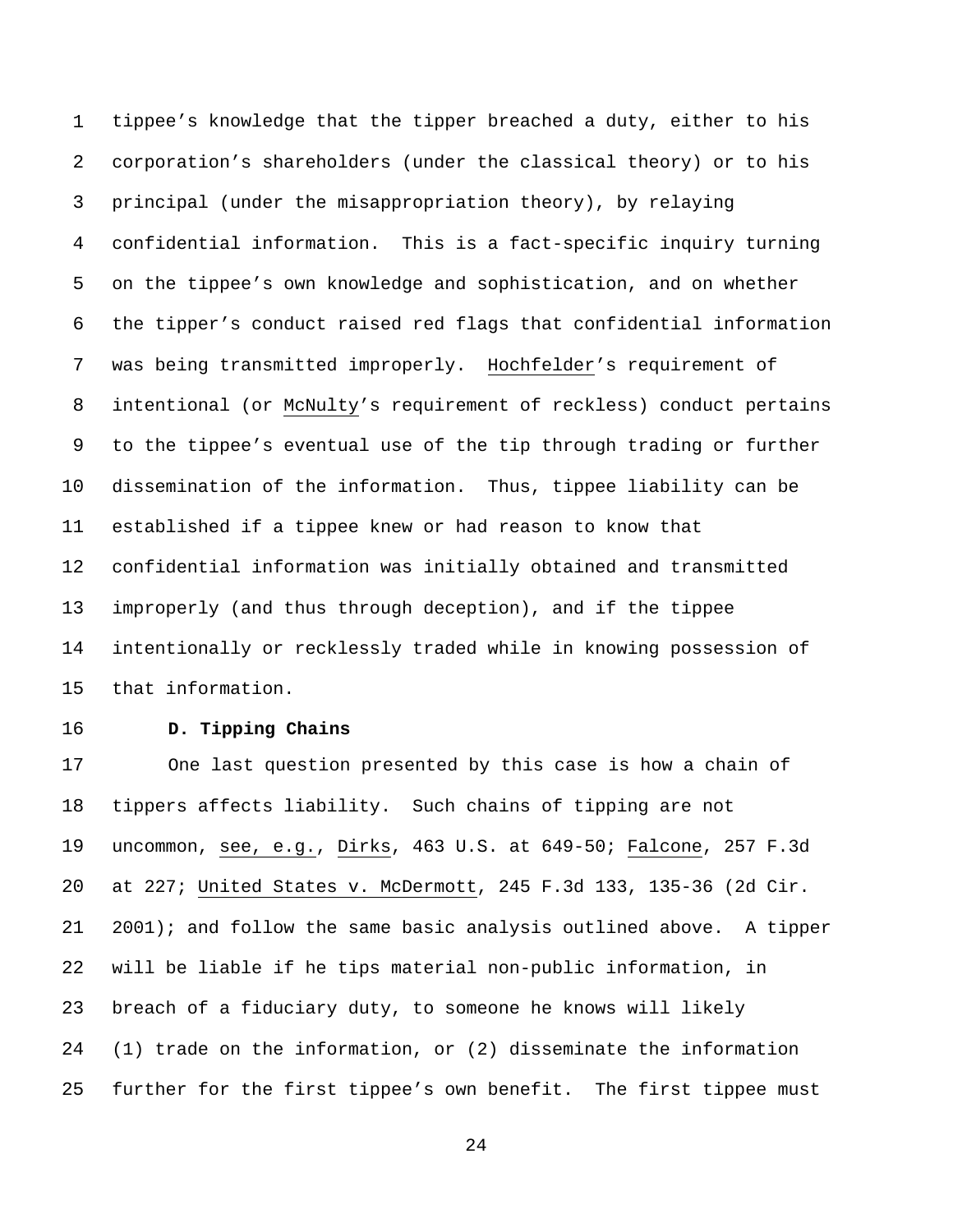tippee's knowledge that the tipper breached a duty, either to his corporation's shareholders (under the classical theory) or to his principal (under the misappropriation theory), by relaying confidential information. This is a fact-specific inquiry turning on the tippee's own knowledge and sophistication, and on whether the tipper's conduct raised red flags that confidential information was being transmitted improperly. Hochfelder's requirement of intentional (or McNulty's requirement of reckless) conduct pertains to the tippee's eventual use of the tip through trading or further dissemination of the information. Thus, tippee liability can be established if a tippee knew or had reason to know that confidential information was initially obtained and transmitted improperly (and thus through deception), and if the tippee intentionally or recklessly traded while in knowing possession of that information.

**D. Tipping Chains**

One last question presented by this case is how a chain of tippers affects liability. Such chains of tipping are not uncommon, see, e.g., Dirks, 463 U.S. at 649-50; Falcone, 257 F.3d at 227; United States v. McDermott, 245 F.3d 133, 135-36 (2d Cir. 2001); and follow the same basic analysis outlined above. A tipper will be liable if he tips material non-public information, in breach of a fiduciary duty, to someone he knows will likely (1) trade on the information, or (2) disseminate the information further for the first tippee's own benefit. The first tippee must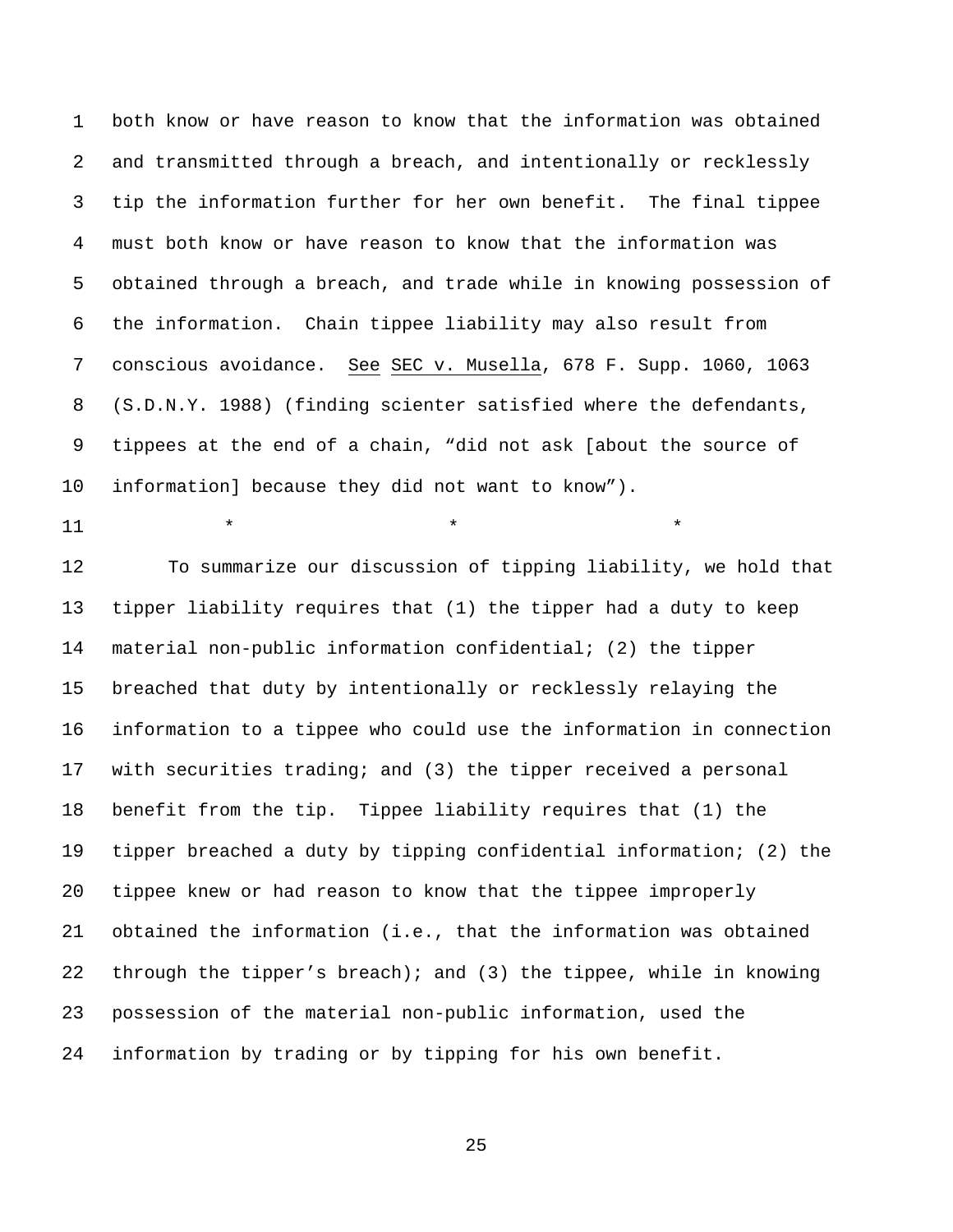both know or have reason to know that the information was obtained and transmitted through a breach, and intentionally or recklessly tip the information further for her own benefit. The final tippee must both know or have reason to know that the information was obtained through a breach, and trade while in knowing possession of the information. Chain tippee liability may also result from conscious avoidance. See SEC v. Musella, 678 F. Supp. 1060, 1063 (S.D.N.Y. 1988) (finding scienter satisfied where the defendants, tippees at the end of a chain, "did not ask [about the source of information] because they did not want to know").

\* \* \*

To summarize our discussion of tipping liability, we hold that tipper liability requires that (1) the tipper had a duty to keep material non-public information confidential; (2) the tipper breached that duty by intentionally or recklessly relaying the information to a tippee who could use the information in connection with securities trading; and (3) the tipper received a personal benefit from the tip. Tippee liability requires that (1) the tipper breached a duty by tipping confidential information; (2) the tippee knew or had reason to know that the tippee improperly obtained the information (i.e., that the information was obtained through the tipper's breach); and (3) the tippee, while in knowing possession of the material non-public information, used the information by trading or by tipping for his own benefit.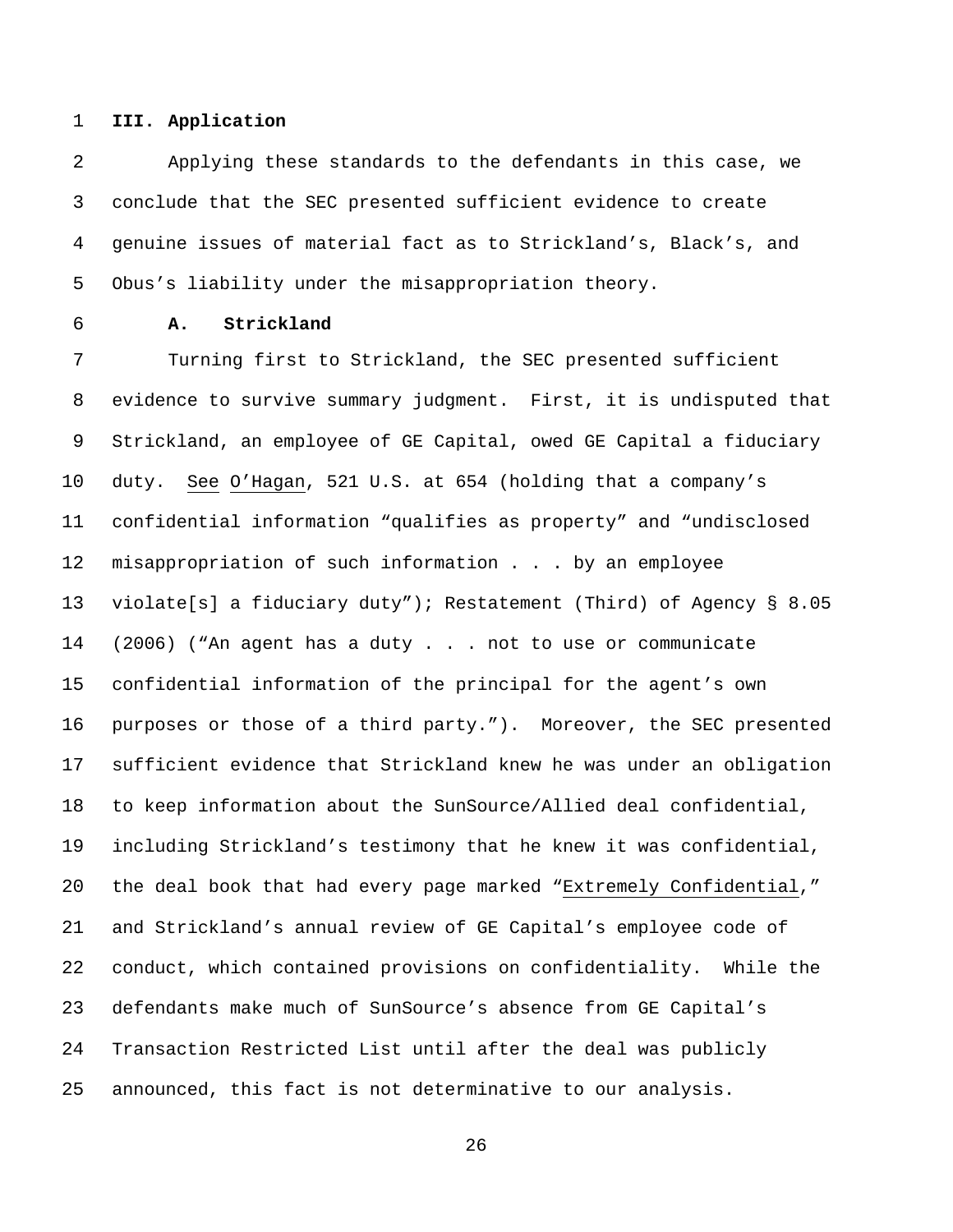## III. Application

Applying these standards to the defendants in this case, we conclude that the SEC presented sufficient evidence to create genuine issues of material fact as to Strickland's, Black's, and Obus's liability under the misappropriation theory.

### A. Strickland

Turning first to Strickland, the SEC presented sufficient evidence to survive summary judgment. First, it is undisputed that Strickland, an employee of GE Capital, owed GE Capital a fiduciary duty. *See* *O'Hagan*, 521 U.S. at 654 (holding that a company's confidential information "qualifies as property" and "undisclosed misappropriation of such information . . . by an employee violate[s] a fiduciary duty"); Restatement (Third) of Agency § 8.05 (2006) ("An agent has a duty . . . not to use or communicate confidential information of the principal for the agent's own purposes or those of a third party."). Moreover, the SEC presented sufficient evidence that Strickland knew he was under an obligation to keep information about the SunSource/Allied deal confidential, including Strickland's testimony that he knew it was confidential, the deal book that had every page marked "*Extremely Confidential*," and Strickland's annual review of GE Capital's employee code of conduct, which contained provisions on confidentiality. While the defendants make much of SunSource's absence from GE Capital's Transaction Restricted List until after the deal was publicly announced, this fact is not determinative to our analysis.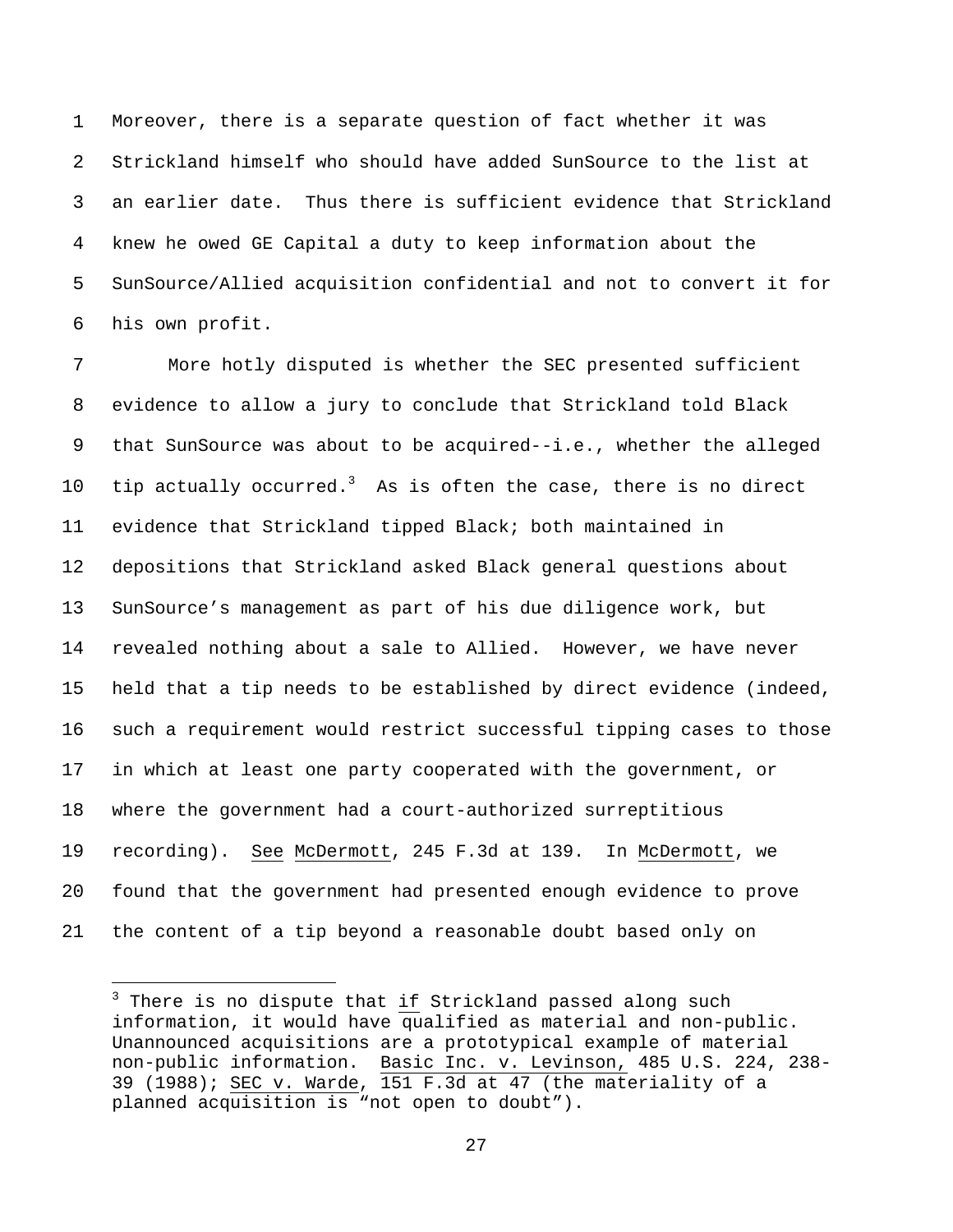Moreover, there is a separate question of fact whether it was Strickland himself who should have added SunSource to the list at an earlier date. Thus there is sufficient evidence that Strickland knew he owed GE Capital a duty to keep information about the SunSource/Allied acquisition confidential and not to convert it for his own profit.

More hotly disputed is whether the SEC presented sufficient evidence to allow a jury to conclude that Strickland told Black that SunSource was about to be acquired--i.e., whether the alleged tip actually occurred.[3] As is often the case, there is no direct evidence that Strickland tipped Black; both maintained in depositions that Strickland asked Black general questions about SunSource's management as part of his due diligence work, but revealed nothing about a sale to Allied. However, we have never held that a tip needs to be established by direct evidence (indeed, such a requirement would restrict successful tipping cases to those in which at least one party cooperated with the government, or where the government had a court-authorized surreptitious recording). See McDermott, 245 F.3d at 139. In McDermott, we found that the government had presented enough evidence to prove the content of a tip beyond a reasonable doubt based only on

[3] There is no dispute that if Strickland passed along such information, it would have qualified as material and non-public. Unannounced acquisitions are a prototypical example of material non-public information. Basic Inc. v. Levinson, 485 U.S. 224, 238-39 (1988); SEC v. Warde, 151 F.3d at 47 (the materiality of a planned acquisition is "not open to doubt").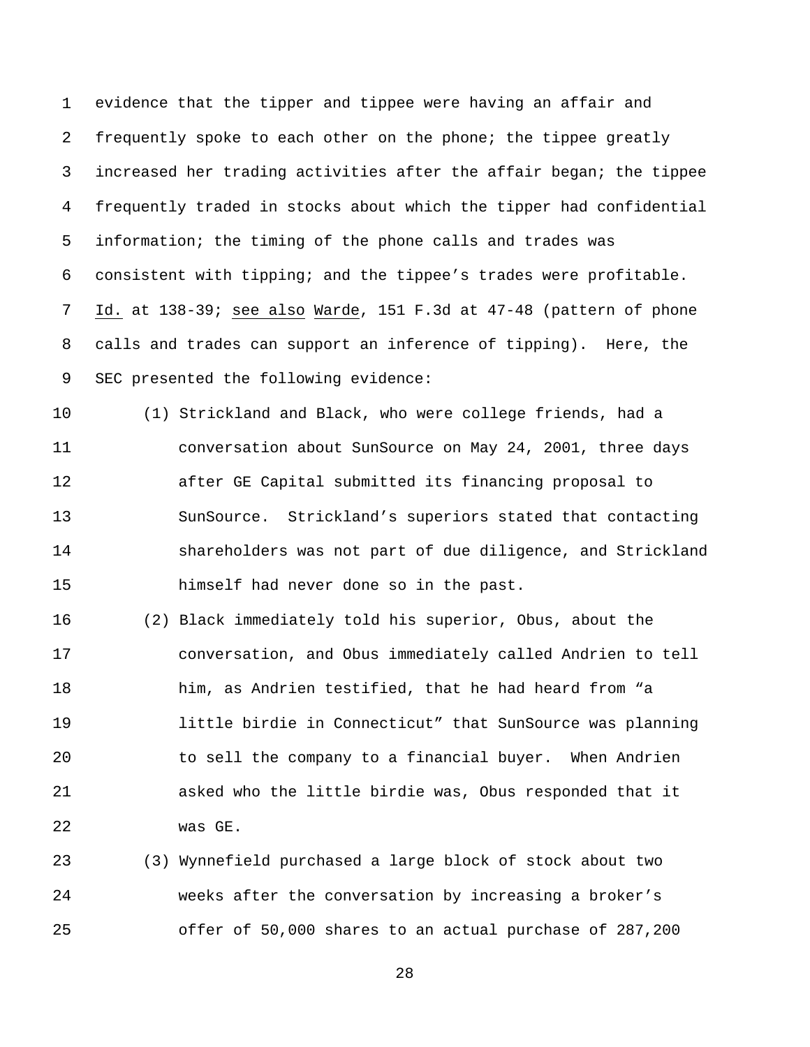evidence that the tipper and tippee were having an affair and frequently spoke to each other on the phone; the tippee greatly increased her trading activities after the affair began; the tippee frequently traded in stocks about which the tipper had confidential information; the timing of the phone calls and trades was consistent with tipping; and the tippee's trades were profitable. Id. at 138-39; see also Warde, 151 F.3d at 47-48 (pattern of phone calls and trades can support an inference of tipping). Here, the SEC presented the following evidence:

(1) Strickland and Black, who were college friends, had a conversation about SunSource on May 24, 2001, three days after GE Capital submitted its financing proposal to SunSource. Strickland's superiors stated that contacting shareholders was not part of due diligence, and Strickland himself had never done so in the past.

(2) Black immediately told his superior, Obus, about the conversation, and Obus immediately called Andrien to tell him, as Andrien testified, that he had heard from "a little birdie in Connecticut" that SunSource was planning to sell the company to a financial buyer. When Andrien asked who the little birdie was, Obus responded that it was GE.

(3) Wynnefield purchased a large block of stock about two weeks after the conversation by increasing a broker's offer of 50,000 shares to an actual purchase of 287,200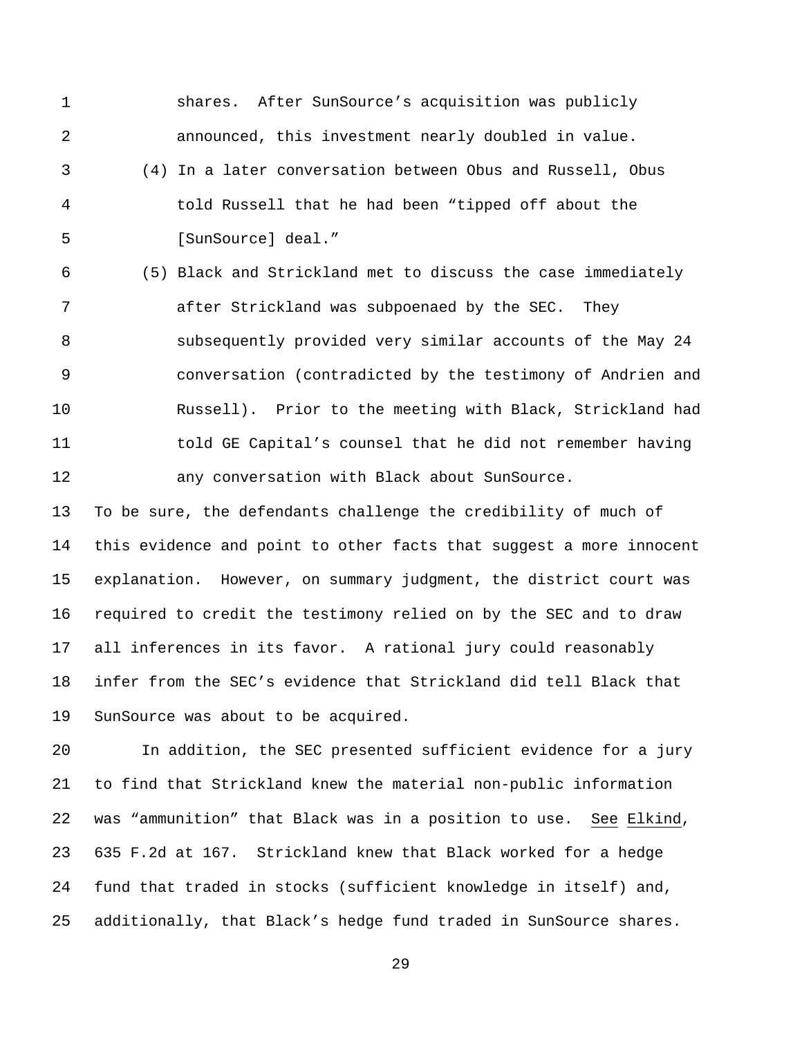shares. After SunSource's acquisition was publicly announced, this investment nearly doubled in value.

(4) In a later conversation between Obus and Russell, Obus told Russell that he had been "tipped off about the [SunSource] deal."

(5) Black and Strickland met to discuss the case immediately after Strickland was subpoenaed by the SEC. They subsequently provided very similar accounts of the May 24 conversation (contradicted by the testimony of Andrien and Russell). Prior to the meeting with Black, Strickland had told GE Capital's counsel that he did not remember having any conversation with Black about SunSource.

To be sure, the defendants challenge the credibility of much of this evidence and point to other facts that suggest a more innocent explanation. However, on summary judgment, the district court was required to credit the testimony relied on by the SEC and to draw all inferences in its favor. A rational jury could reasonably infer from the SEC's evidence that Strickland did tell Black that SunSource was about to be acquired.

In addition, the SEC presented sufficient evidence for a jury to find that Strickland knew the material non-public information was "ammunition" that Black was in a position to use. See Elkind, 635 F.2d at 167. Strickland knew that Black worked for a hedge fund that traded in stocks (sufficient knowledge in itself) and, additionally, that Black's hedge fund traded in SunSource shares.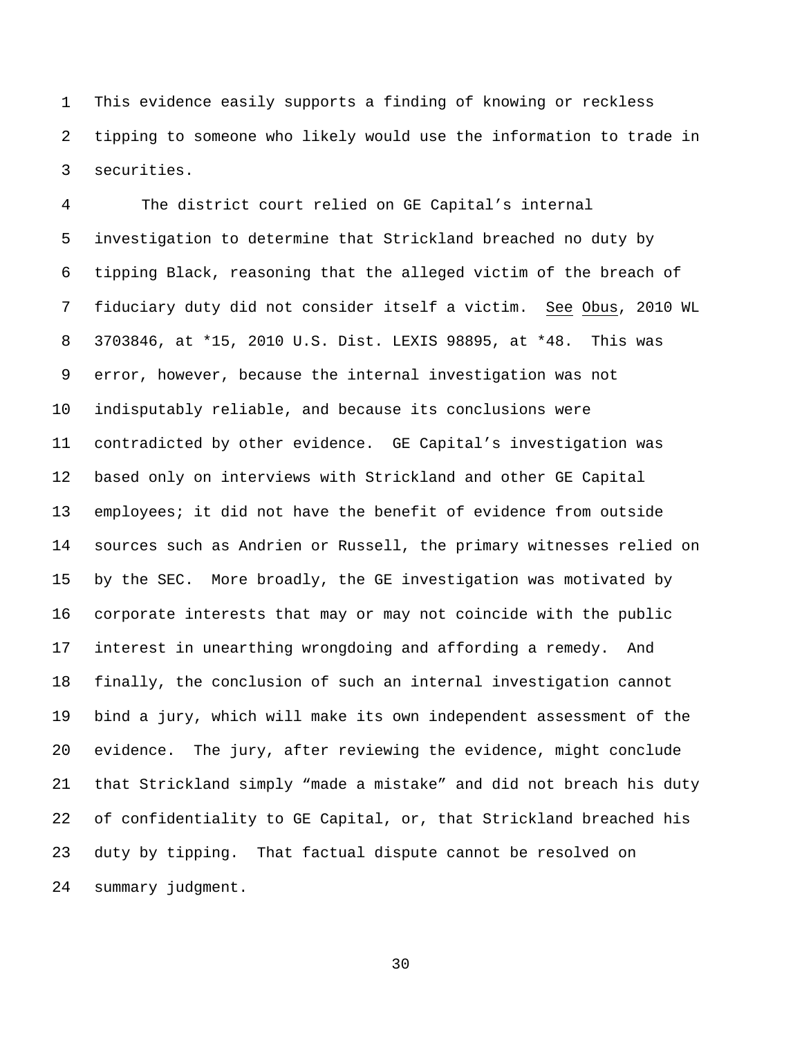This evidence easily supports a finding of knowing or reckless tipping to someone who likely would use the information to trade in securities.

The district court relied on GE Capital's internal investigation to determine that Strickland breached no duty by tipping Black, reasoning that the alleged victim of the breach of fiduciary duty did not consider itself a victim. See Obus, 2010 WL 3703846, at *15, 2010 U.S. Dist. LEXIS 98895, at *48. This was error, however, because the internal investigation was not indisputably reliable, and because its conclusions were contradicted by other evidence. GE Capital's investigation was based only on interviews with Strickland and other GE Capital employees; it did not have the benefit of evidence from outside sources such as Andrien or Russell, the primary witnesses relied on by the SEC. More broadly, the GE investigation was motivated by corporate interests that may or may not coincide with the public interest in unearthing wrongdoing and affording a remedy. And finally, the conclusion of such an internal investigation cannot bind a jury, which will make its own independent assessment of the evidence. The jury, after reviewing the evidence, might conclude that Strickland simply "made a mistake" and did not breach his duty of confidentiality to GE Capital, or, that Strickland breached his duty by tipping. That factual dispute cannot be resolved on summary judgment.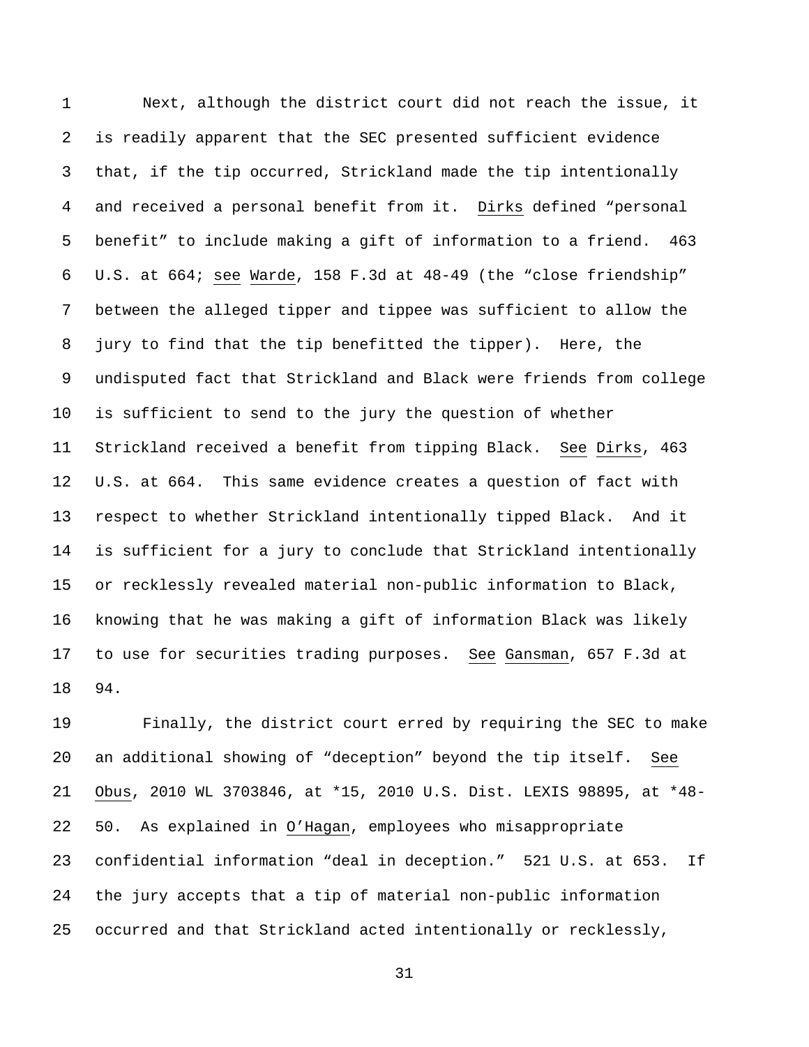Next, although the district court did not reach the issue, it is readily apparent that the SEC presented sufficient evidence that, if the tip occurred, Strickland made the tip intentionally and received a personal benefit from it. Dirks defined "personal benefit" to include making a gift of information to a friend. 463 U.S. at 664; see Warde, 158 F.3d at 48-49 (the "close friendship" between the alleged tipper and tippee was sufficient to allow the jury to find that the tip benefitted the tipper). Here, the undisputed fact that Strickland and Black were friends from college is sufficient to send to the jury the question of whether Strickland received a benefit from tipping Black. See Dirks, 463 U.S. at 664. This same evidence creates a question of fact with respect to whether Strickland intentionally tipped Black. And it is sufficient for a jury to conclude that Strickland intentionally or recklessly revealed material non-public information to Black, knowing that he was making a gift of information Black was likely to use for securities trading purposes. See Gansman, 657 F.3d at 94.

Finally, the district court erred by requiring the SEC to make an additional showing of "deception" beyond the tip itself. See Obus, 2010 WL 3703846, at *15, 2010 U.S. Dist. LEXIS 98895, at *48-50. As explained in O'Hagan, employees who misappropriate confidential information "deal in deception." 521 U.S. at 653. If the jury accepts that a tip of material non-public information occurred and that Strickland acted intentionally or recklessly,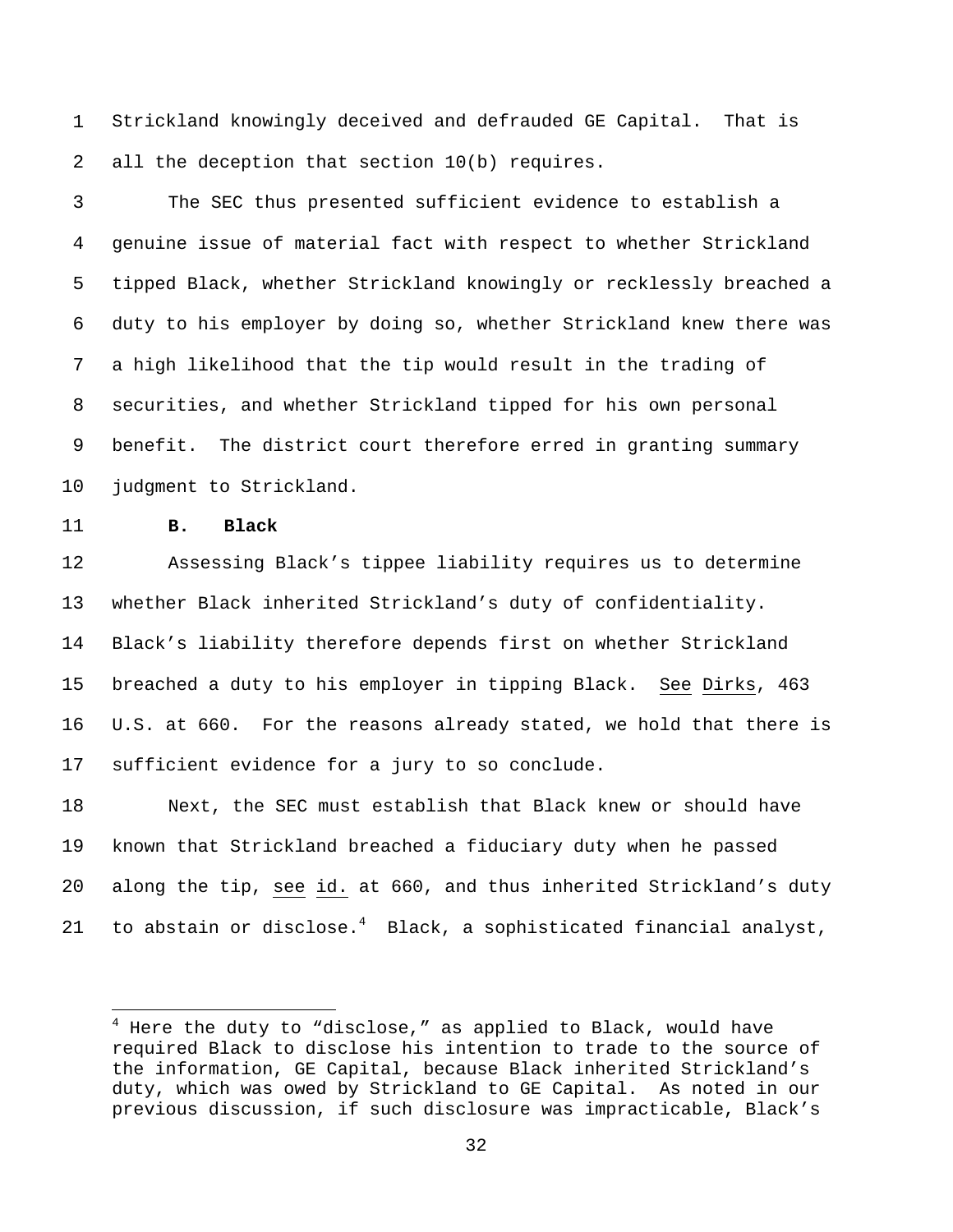Strickland knowingly deceived and defrauded GE Capital. That is all the deception that section 10(b) requires.

The SEC thus presented sufficient evidence to establish a genuine issue of material fact with respect to whether Strickland tipped Black, whether Strickland knowingly or recklessly breached a duty to his employer by doing so, whether Strickland knew there was a high likelihood that the tip would result in the trading of securities, and whether Strickland tipped for his own personal benefit. The district court therefore erred in granting summary judgment to Strickland.

### B. Black

Assessing Black's tippee liability requires us to determine whether Black inherited Strickland's duty of confidentiality. Black's liability therefore depends first on whether Strickland breached a duty to his employer in tipping Black. See Dirks, 463 U.S. at 660. For the reasons already stated, we hold that there is sufficient evidence for a jury to so conclude.

Next, the SEC must establish that Black knew or should have known that Strickland breached a fiduciary duty when he passed along the tip, see id. at 660, and thus inherited Strickland's duty to abstain or disclose.[4] Black, a sophisticated financial analyst,

---

[4] Here the duty to "disclose," as applied to Black, would have required Black to disclose his intention to trade to the source of the information, GE Capital, because Black inherited Strickland's duty, which was owed by Strickland to GE Capital. As noted in our previous discussion, if such disclosure was impracticable, Black's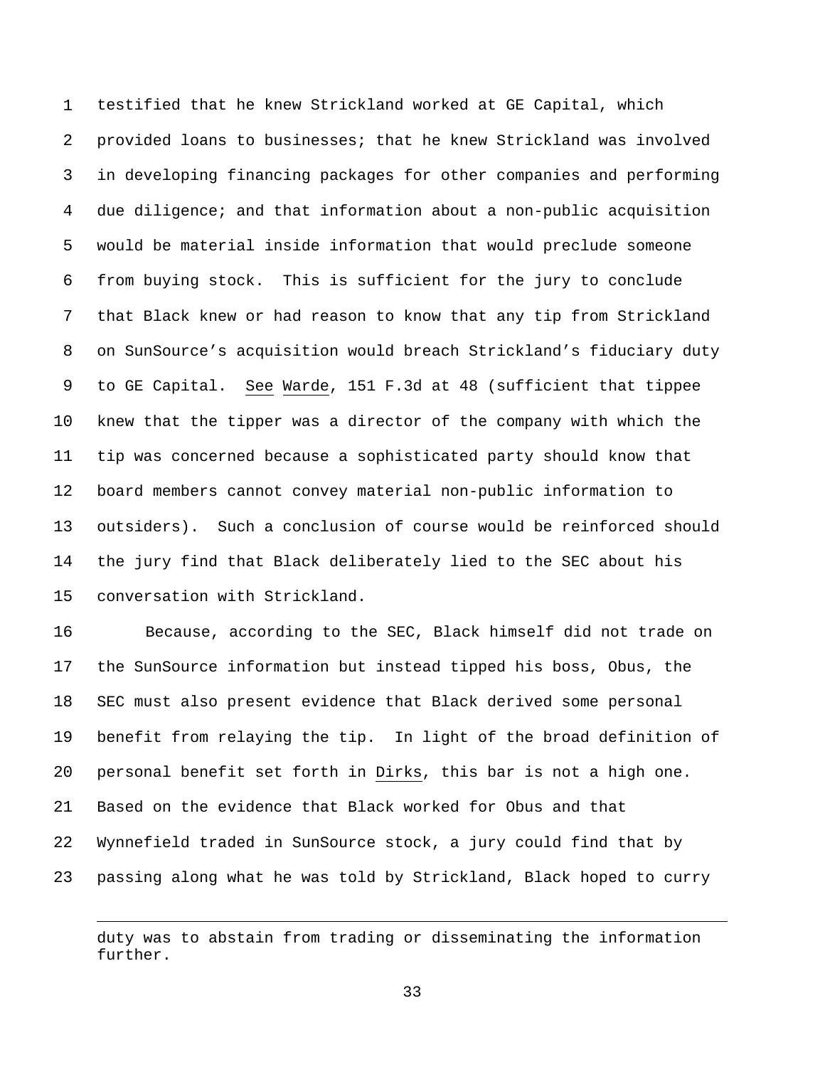testified that he knew Strickland worked at GE Capital, which provided loans to businesses; that he knew Strickland was involved in developing financing packages for other companies and performing due diligence; and that information about a non-public acquisition would be material inside information that would preclude someone from buying stock. This is sufficient for the jury to conclude that Black knew or had reason to know that any tip from Strickland on SunSource's acquisition would breach Strickland's fiduciary duty to GE Capital. See Warde, 151 F.3d at 48 (sufficient that tippee knew that the tipper was a director of the company with which the tip was concerned because a sophisticated party should know that board members cannot convey material non-public information to outsiders). Such a conclusion of course would be reinforced should the jury find that Black deliberately lied to the SEC about his conversation with Strickland.

Because, according to the SEC, Black himself did not trade on the SunSource information but instead tipped his boss, Obus, the SEC must also present evidence that Black derived some personal benefit from relaying the tip. In light of the broad definition of personal benefit set forth in Dirks, this bar is not a high one. Based on the evidence that Black worked for Obus and that Wynnefield traded in SunSource stock, a jury could find that by passing along what he was told by Strickland, Black hoped to curry

---

duty was to abstain from trading or disseminating the information further.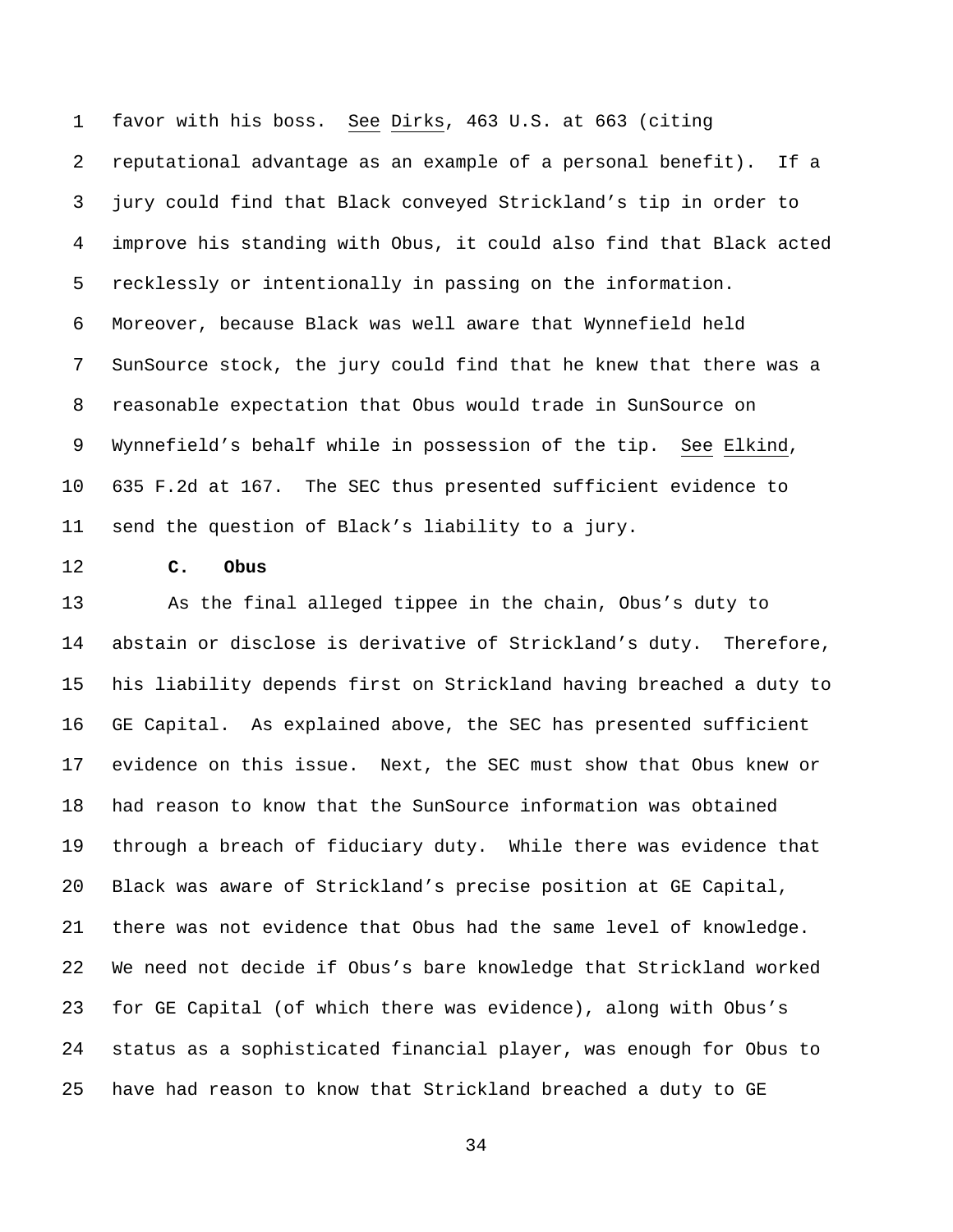favor with his boss. *See Dirks*, 463 U.S. at 663 (citing reputational advantage as an example of a personal benefit). If a jury could find that Black conveyed Strickland's tip in order to improve his standing with Obus, it could also find that Black acted recklessly or intentionally in passing on the information. Moreover, because Black was well aware that Wynnefield held SunSource stock, the jury could find that he knew that there was a reasonable expectation that Obus would trade in SunSource on Wynnefield's behalf while in possession of the tip. *See Elkind*, 635 F.2d at 167. The SEC thus presented sufficient evidence to send the question of Black's liability to a jury.

### C. Obus

As the final alleged tippee in the chain, Obus's duty to abstain or disclose is derivative of Strickland's duty. Therefore, his liability depends first on Strickland having breached a duty to GE Capital. As explained above, the SEC has presented sufficient evidence on this issue. Next, the SEC must show that Obus knew or had reason to know that the SunSource information was obtained through a breach of fiduciary duty. While there was evidence that Black was aware of Strickland's precise position at GE Capital, there was not evidence that Obus had the same level of knowledge. We need not decide if Obus's bare knowledge that Strickland worked for GE Capital (of which there was evidence), along with Obus's status as a sophisticated financial player, was enough for Obus to have had reason to know that Strickland breached a duty to GE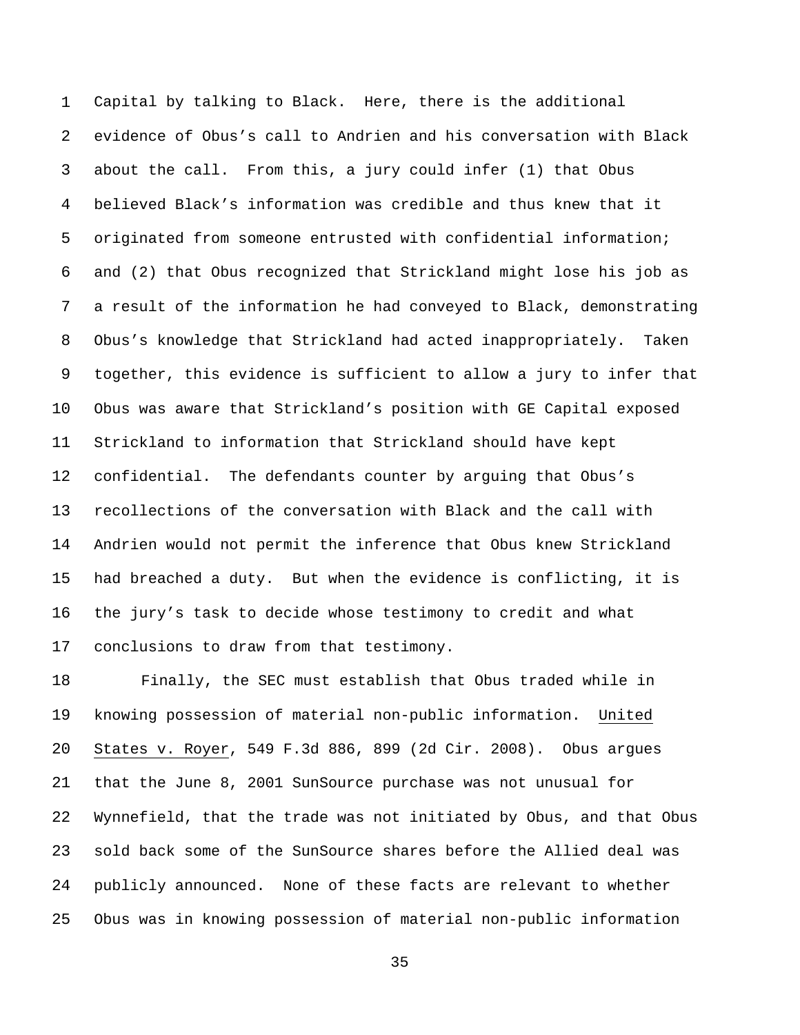Capital by talking to Black. Here, there is the additional evidence of Obus's call to Andrien and his conversation with Black about the call. From this, a jury could infer (1) that Obus believed Black's information was credible and thus knew that it originated from someone entrusted with confidential information; and (2) that Obus recognized that Strickland might lose his job as a result of the information he had conveyed to Black, demonstrating Obus's knowledge that Strickland had acted inappropriately. Taken together, this evidence is sufficient to allow a jury to infer that Obus was aware that Strickland's position with GE Capital exposed Strickland to information that Strickland should have kept confidential. The defendants counter by arguing that Obus's recollections of the conversation with Black and the call with Andrien would not permit the inference that Obus knew Strickland had breached a duty. But when the evidence is conflicting, it is the jury's task to decide whose testimony to credit and what conclusions to draw from that testimony.

Finally, the SEC must establish that Obus traded while in knowing possession of material non-public information. United States v. Royer, 549 F.3d 886, 899 (2d Cir. 2008). Obus argues that the June 8, 2001 SunSource purchase was not unusual for Wynnefield, that the trade was not initiated by Obus, and that Obus sold back some of the SunSource shares before the Allied deal was publicly announced. None of these facts are relevant to whether Obus was in knowing possession of material non-public information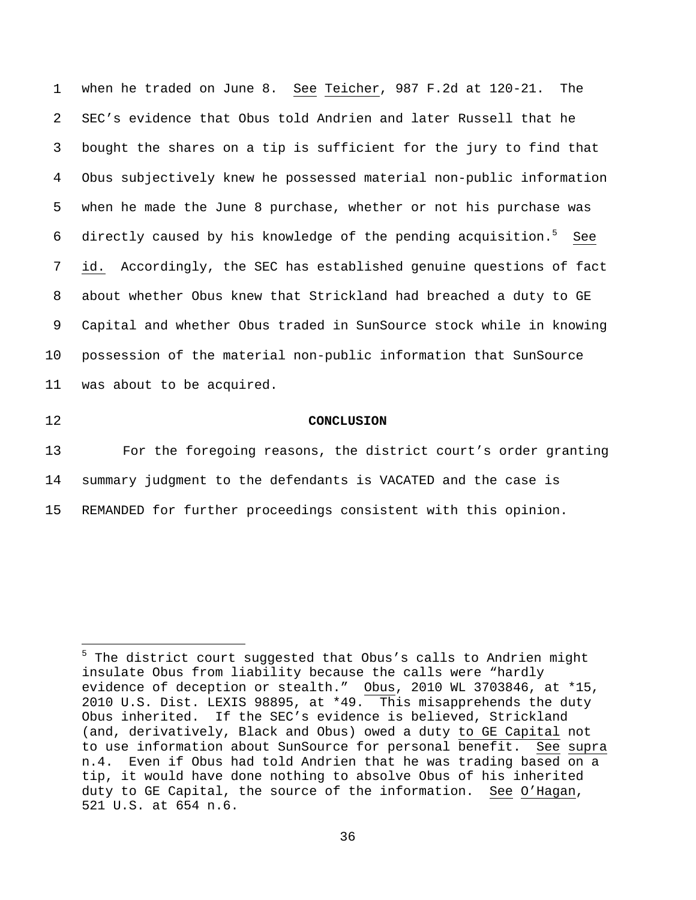when he traded on June 8. See Teicher, 987 F.2d at 120-21. The SEC's evidence that Obus told Andrien and later Russell that he bought the shares on a tip is sufficient for the jury to find that Obus subjectively knew he possessed material non-public information when he made the June 8 purchase, whether or not his purchase was directly caused by his knowledge of the pending acquisition.[5] See id. Accordingly, the SEC has established genuine questions of fact about whether Obus knew that Strickland had breached a duty to GE Capital and whether Obus traded in SunSource stock while in knowing possession of the material non-public information that SunSource was about to be acquired.

## CONCLUSION

For the foregoing reasons, the district court's order granting summary judgment to the defendants is VACATED and the case is REMANDED for further proceedings consistent with this opinion.

---

[5] The district court suggested that Obus's calls to Andrien might insulate Obus from liability because the calls were "hardly evidence of deception or stealth." Obus, 2010 WL 3703846, at *15, 2010 U.S. Dist. LEXIS 98895, at *49. This misapprehends the duty Obus inherited. If the SEC's evidence is believed, Strickland (and, derivatively, Black and Obus) owed a duty to GE Capital not to use information about SunSource for personal benefit. See supra n.4. Even if Obus had told Andrien that he was trading based on a tip, it would have done nothing to absolve Obus of his inherited duty to GE Capital, the source of the information. See O'Hagan, 521 U.S. at 654 n.6.